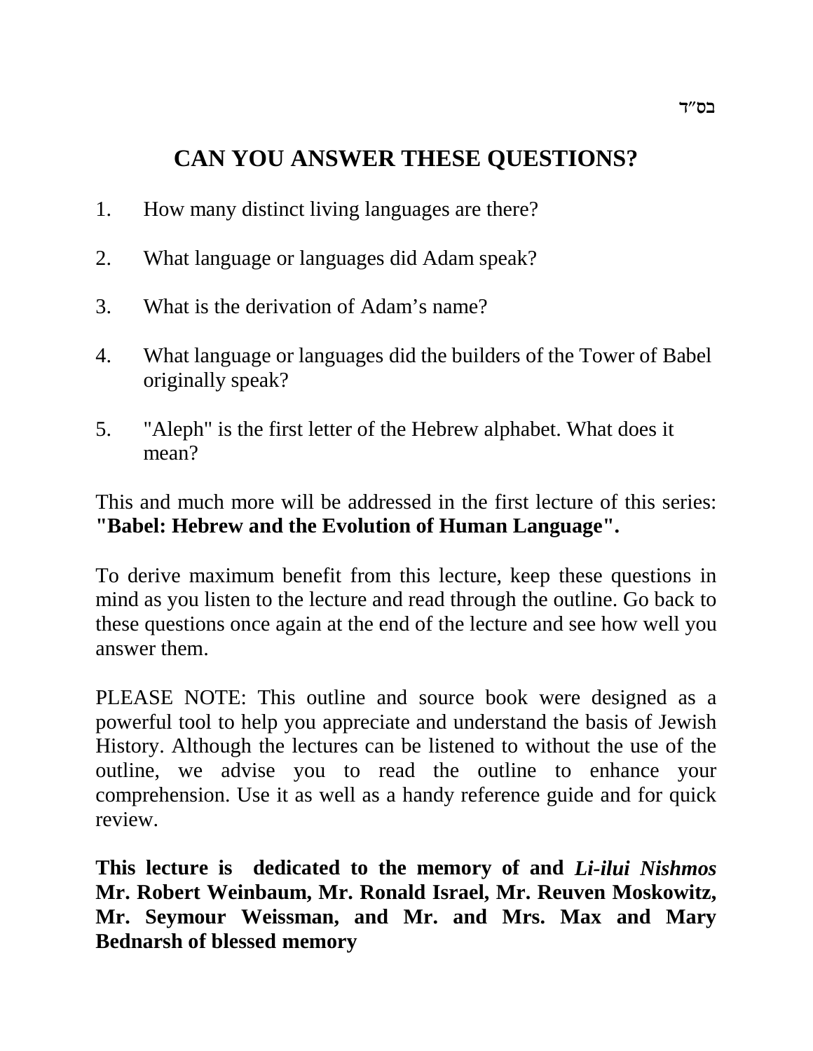בס"ד

# CAN YOU ANSWER THESE QUESTIONS?

1. How many distinct living languages are there?

2. What language or languages did Adam speak?

3. What is the derivation of Adam's name?

4. What language or languages did the builders of the Tower of Babel originally speak?

5. "Aleph" is the first letter of the Hebrew alphabet. What does it mean?

This and much more will be addressed in the first lecture of this series: **"Babel: Hebrew and the Evolution of Human Language".**

To derive maximum benefit from this lecture, keep these questions in mind as you listen to the lecture and read through the outline. Go back to these questions once again at the end of the lecture and see how well you answer them.

PLEASE NOTE: This outline and source book were designed as a powerful tool to help you appreciate and understand the basis of Jewish History. Although the lectures can be listened to without the use of the outline, we advise you to read the outline to enhance your comprehension. Use it as well as a handy reference guide and for quick review.

**This lecture is dedicated to the memory of and *Li-ilui Nishmos* Mr. Robert Weinbaum, Mr. Ronald Israel, Mr. Reuven Moskowitz, Mr. Seymour Weissman, and Mr. and Mrs. Max and Mary Bednarsh of blessed memory**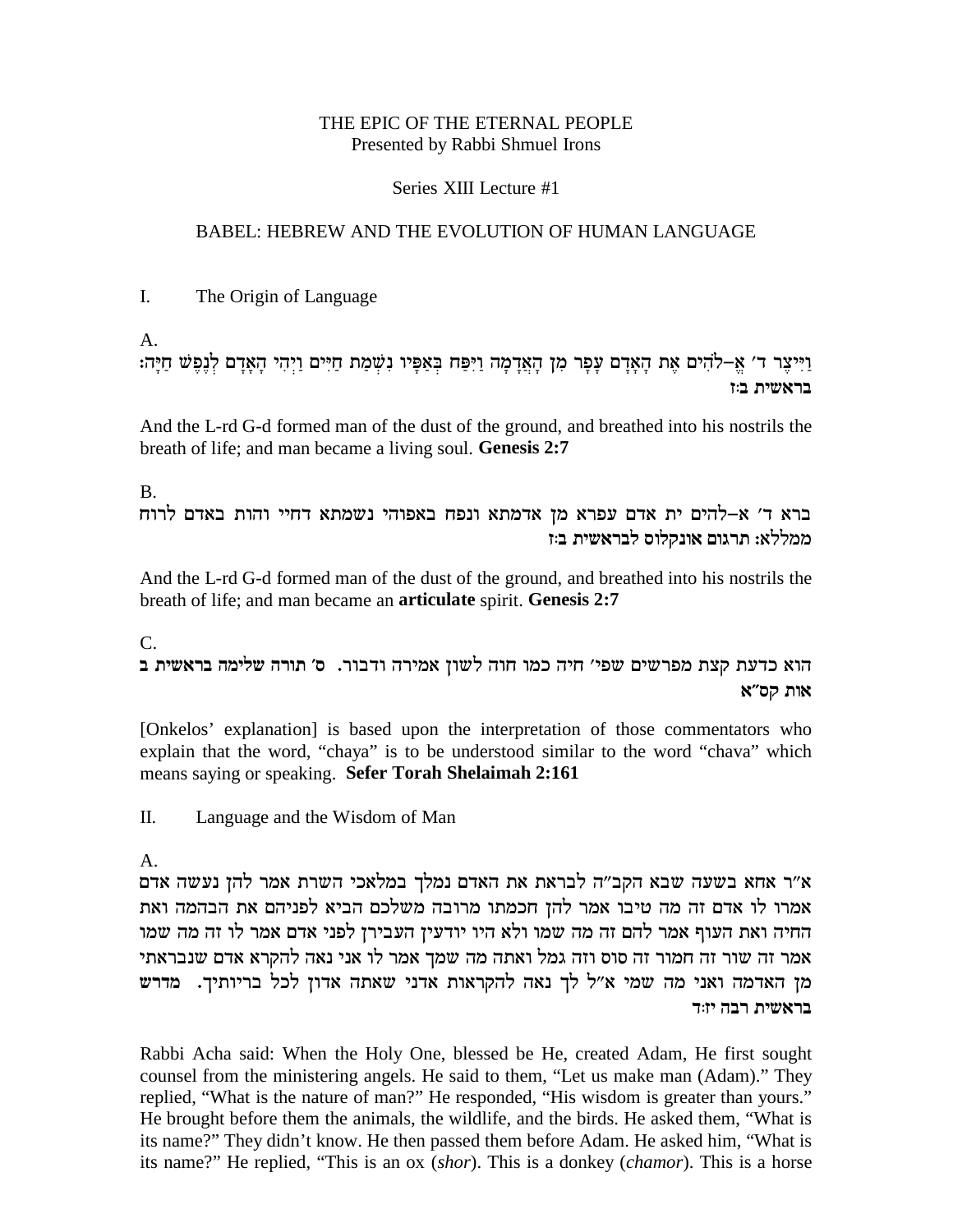THE EPIC OF THE ETERNAL PEOPLE
Presented by Rabbi Shmuel Irons

Series XIII Lecture #1

BABEL: HEBREW AND THE EVOLUTION OF HUMAN LANGUAGE

I. The Origin of Language

A.
וַיִּיצֶר ד׳ אֱ–לֹהִים אֶת הָאָדָם עָפָר מִן הָאֲדָמָה וַיִּפַּח בְּאַפָּיו נִשְׁמַת חַיִּים וַיְהִי הָאָדָם לְנֶפֶשׁ חַיָּה:
**בראשית ב:ז**

And the L-rd G-d formed man of the dust of the ground, and breathed into his nostrils the breath of life; and man became a living soul. **Genesis 2:7**

B.
ברא ד׳ א–להים ית אדם עפרא מן אדמתא ונפח באפוהי נשמתא דחיי והות באדם לרוח ממללא: **תרגום אונקלוס לבראשית ב:ז**

And the L-rd G-d formed man of the dust of the ground, and breathed into his nostrils the breath of life; and man became an **articulate** spirit. **Genesis 2:7**

C.
הוא כדעת קצת מפרשים שפי׳ חיה כמו חוה לשון אמירה ודבור. **ס׳ תורה שלימה בראשית ב אות קס״א**

[Onkelos' explanation] is based upon the interpretation of those commentators who explain that the word, "chaya" is to be understood similar to the word "chava" which means saying or speaking. **Sefer Torah Shelaimah 2:161**

II. Language and the Wisdom of Man

A.
א״ר אחא בשעה שבא הקב״ה לבראת את האדם נמלך במלאכי השרת אמר להן נעשה אדם אמרו לו אדם זה מה טיבו אמר להן חכמתו מרובה משלכם הביא לפניהם את הבהמה ואת החיה ואת העוף אמר להם זה מה שמו ולא היו יודעין העבירן לפני אדם אמר לו זה מה שמו אמר זה שור זה חמור זה סוס וזה גמל ואתה מה שמך אמר לו אני נאה להקרא אדם שנבראתי מן האדמה ואני מה שמי א״ל לך נאה להקראות אדני שאתה אדון לכל בריותיך. **מדרש בראשית רבה יז:ד**

Rabbi Acha said: When the Holy One, blessed be He, created Adam, He first sought counsel from the ministering angels. He said to them, "Let us make man (Adam)." They replied, "What is the nature of man?" He responded, "His wisdom is greater than yours." He brought before them the animals, the wildlife, and the birds. He asked them, "What is its name?" They didn't know. He then passed them before Adam. He asked him, "What is its name?" He replied, "This is an ox (*shor*). This is a donkey (*chamor*). This is a horse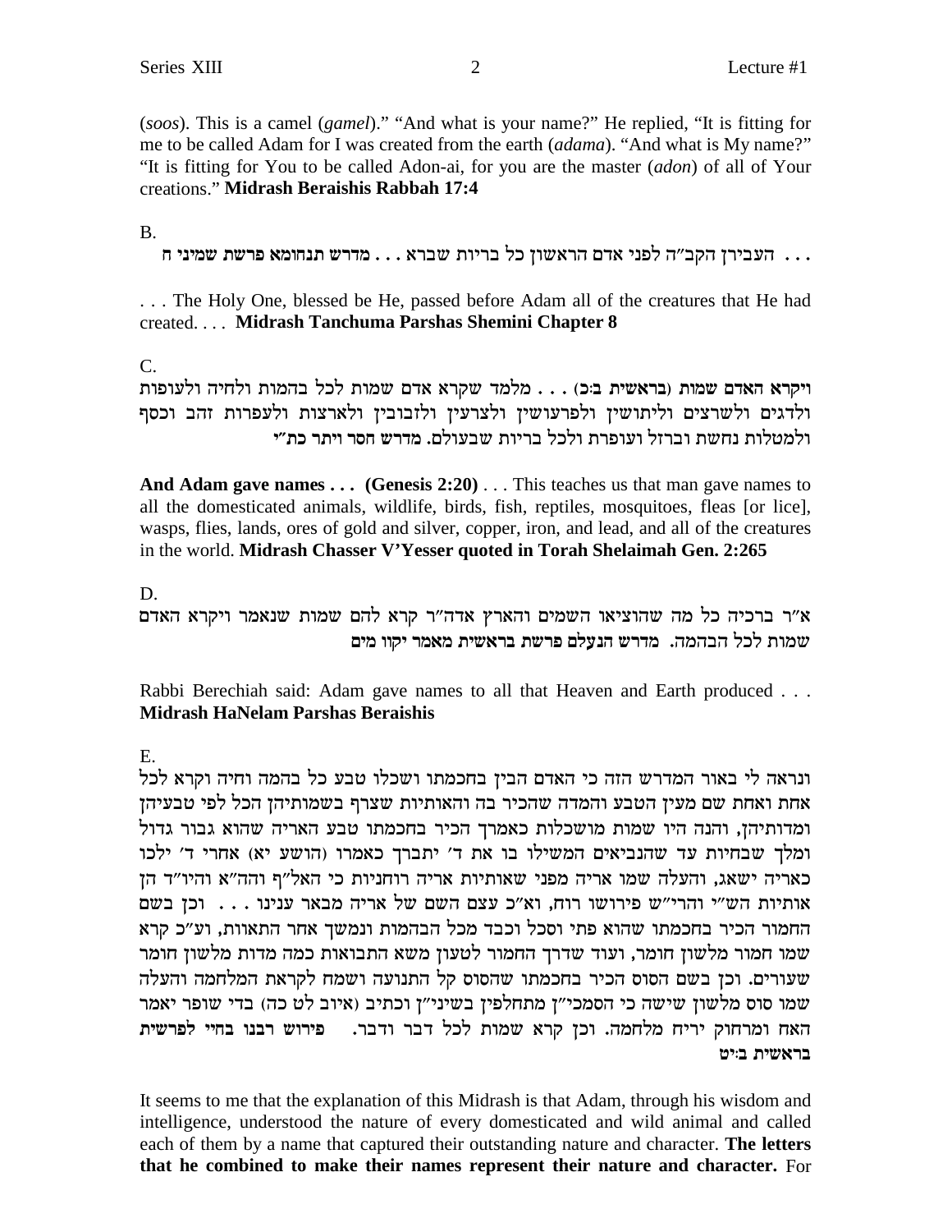(*soos*). This is a camel (*gamel*)." "And what is your name?" He replied, "It is fitting for me to be called Adam for I was created from the earth (*adama*). "And what is My name?" "It is fitting for You to be called Adon-ai, for you are the master (*adon*) of all of Your creations." **Midrash Beraishis Rabbah 17:4**

B.

**. . .** העבירן הקב"ה לפני אדם הראשון כל בריות שברא **. . . מדרש תנחומא פרשת שמיני ח**

. . . The Holy One, blessed be He, passed before Adam all of the creatures that He had created. . . . **Midrash Tanchuma Parshas Shemini Chapter 8**

C.

**ויקרא האדם שמות (בראשית ב:כ)** . . . מלמד שקרא אדם שמות לכל בהמות ולחיה ולעופות ולדגים ולשרצים וליתושין ולפרעושין ולצרעין ולזבובין ולארצות ולעפרות זהב וכסף ולמטלות נחשת וברזל ועופרת ולכל בריות שבעולם. **מדרש חסר ויתר כת"י**

**And Adam gave names . . . (Genesis 2:20)** . . . This teaches us that man gave names to all the domesticated animals, wildlife, birds, fish, reptiles, mosquitoes, fleas [or lice], wasps, flies, lands, ores of gold and silver, copper, iron, and lead, and all of the creatures in the world. **Midrash Chasser V'Yesser quoted in Torah Shelaimah Gen. 2:265**

D.

א"ר ברכיה כל מה שהוציאו השמים והארץ אדה"ר קרא להם שמות שנאמר ויקרא האדם שמות לכל הבהמה. **מדרש הנעלם פרשת בראשית מאמר יקוו מים**

Rabbi Berechiah said: Adam gave names to all that Heaven and Earth produced . . . **Midrash HaNelam Parshas Beraishis**

E.

ונראה לי באור המדרש הזה כי האדם הבין בחכמתו ושכלו טבע כל בהמה וחיה וקרא לכל אחת ואחת שם מעין הטבע והמדה שהכיר בה והאותיות שצרף בשמותיהן הכל לפי טבעיהן ומדותיהן, והנה היו שמות מושכלות כאמרך הכיר בחכמתו טבע האריה שהוא גבור גדול ומלך שבחיות עד שהנביאים המשילו בו את ד' יתברך כאמרו (הושע יא) אחרי ד' ילכו כאריה ישאג, והעלה שמו אריה מפני שאותיות אריה רוחניות כי האל"ף וההה"א והיו"ד הן אותיות השי"י והרי"ש פירושו רוח, וא"כ עצם השם של אריה מבאר ענינו . . . וכן בשם החמור הכיר בחכמתו שהוא פתי וסכל וכבד מכל הבהמות ונמשך אחר התאוות, וע"כ קרא שמו חמור מלשון חומר, ועוד שדרך החמור לטעון משא התבואות כמה מדות מלשון חומר שעורים. וכן בשם הסוס הכיר בחכמתו שהסוס קל התנועה ושמח לקראת המלחמה והעלה שמו סוס מלשון שישה כי הסמכי"ן מתחלפין בשיני"ן וכתיב (איוב לט כה) בדי שופר יאמר האח ומרחוק יריח מלחמה. וכן קרא שמות לכל דבר ודבר. **פירוש רבנו בחיי לפרשית בראשית ב:יט**

It seems to me that the explanation of this Midrash is that Adam, through his wisdom and intelligence, understood the nature of every domesticated and wild animal and called each of them by a name that captured their outstanding nature and character. **The letters that he combined to make their names represent their nature and character.** For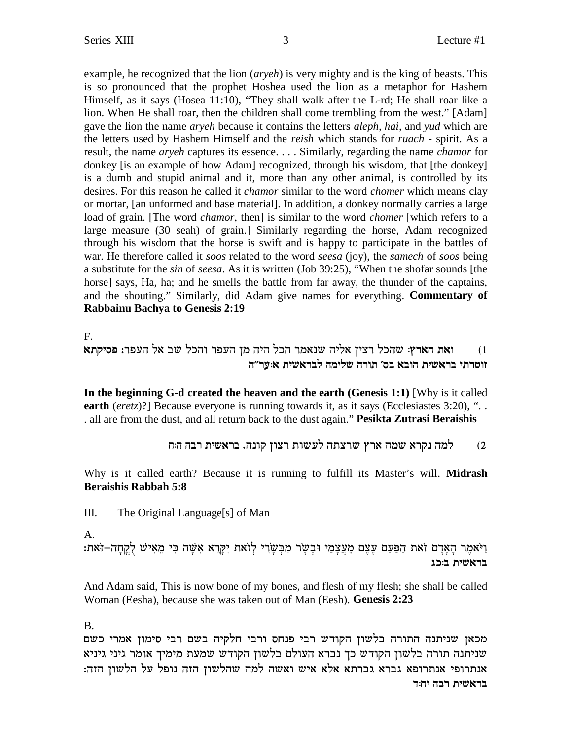example, he recognized that the lion (*aryeh*) is very mighty and is the king of beasts. This is so pronounced that the prophet Hoshea used the lion as a metaphor for Hashem Himself, as it says (Hosea 11:10), "They shall walk after the L-rd; He shall roar like a lion. When He shall roar, then the children shall come trembling from the west." [Adam] gave the lion the name *aryeh* because it contains the letters *aleph, hai,* and *yud* which are the letters used by Hashem Himself and the *reish* which stands for *ruach* - spirit. As a result, the name *aryeh* captures its essence. . . . Similarly, regarding the name *chamor* for donkey [is an example of how Adam] recognized, through his wisdom, that [the donkey] is a dumb and stupid animal and it, more than any other animal, is controlled by its desires. For this reason he called it *chamor* similar to the word *chomer* which means clay or mortar, [an unformed and base material]. In addition, a donkey normally carries a large load of grain. [The word *chamor*, then] is similar to the word *chomer* [which refers to a large measure (30 seah) of grain.] Similarly regarding the horse, Adam recognized through his wisdom that the horse is swift and is happy to participate in the battles of war. He therefore called it *soos* related to the word *seesa* (joy), the *samech* of *soos* being a substitute for the *sin* of *seesa*. As it is written (Job 39:25), "When the shofar sounds [the horse] says, Ha, ha; and he smells the battle from far away, the thunder of the captains, and the shouting." Similarly, did Adam give names for everything. **Commentary of Rabbainu Bachya to Genesis 2:19**

F.

1) **ואת הארץ:** שהכל רצין אליה שנאמר הכל היה מן העפר והכל שב אל העפר: **פסיקתא זוטרתי בראשית הובא בס' תורה שלימה לבראשית א:ער"ה**

**In the beginning G-d created the heaven and the earth (Genesis 1:1)** [Why is it called **earth** (*eretz*)?] Because everyone is running towards it, as it says (Ecclesiastes 3:20), ". . . all are from the dust, and all return back to the dust again." **Pesikta Zutrasi Beraishis**

2) למה נקרא שמה ארץ שרצתה לעשות רצון קונה. **בראשית רבה ה:ח**

Why is it called earth? Because it is running to fulfill its Master's will. **Midrash Beraishis Rabbah 5:8**

III. The Original Language[s] of Man

A.

וַיֹּאמֶר הָאָדָם זֹאת הַפַּעַם עֶצֶם מֵעֲצָמַי וּבָשָׂר מִבְּשָׂרִי לְזֹאת יִקָּרֵא אִשָּׁה כִּי מֵאִישׁ לֻקֳחָה-זֹּאת: **בראשית ב:כג**

And Adam said, This is now bone of my bones, and flesh of my flesh; she shall be called Woman (Eesha), because she was taken out of Man (Eesh). **Genesis 2:23**

B.

מכאן שניתנה התורה בלשון הקודש רבי פנחס ורבי חלקיה בשם רבי סימון אמרי כשם שניתנה תורה בלשון הקודש כך נברא העולם בלשון הקודש שמעת מימיך אומר גיני גיניא אנתרופי אנתרופא גברא גברתא אלא איש ואשה למה שהלשון הזה נופל על הלשון הזה: **בראשית רבה יח:ד**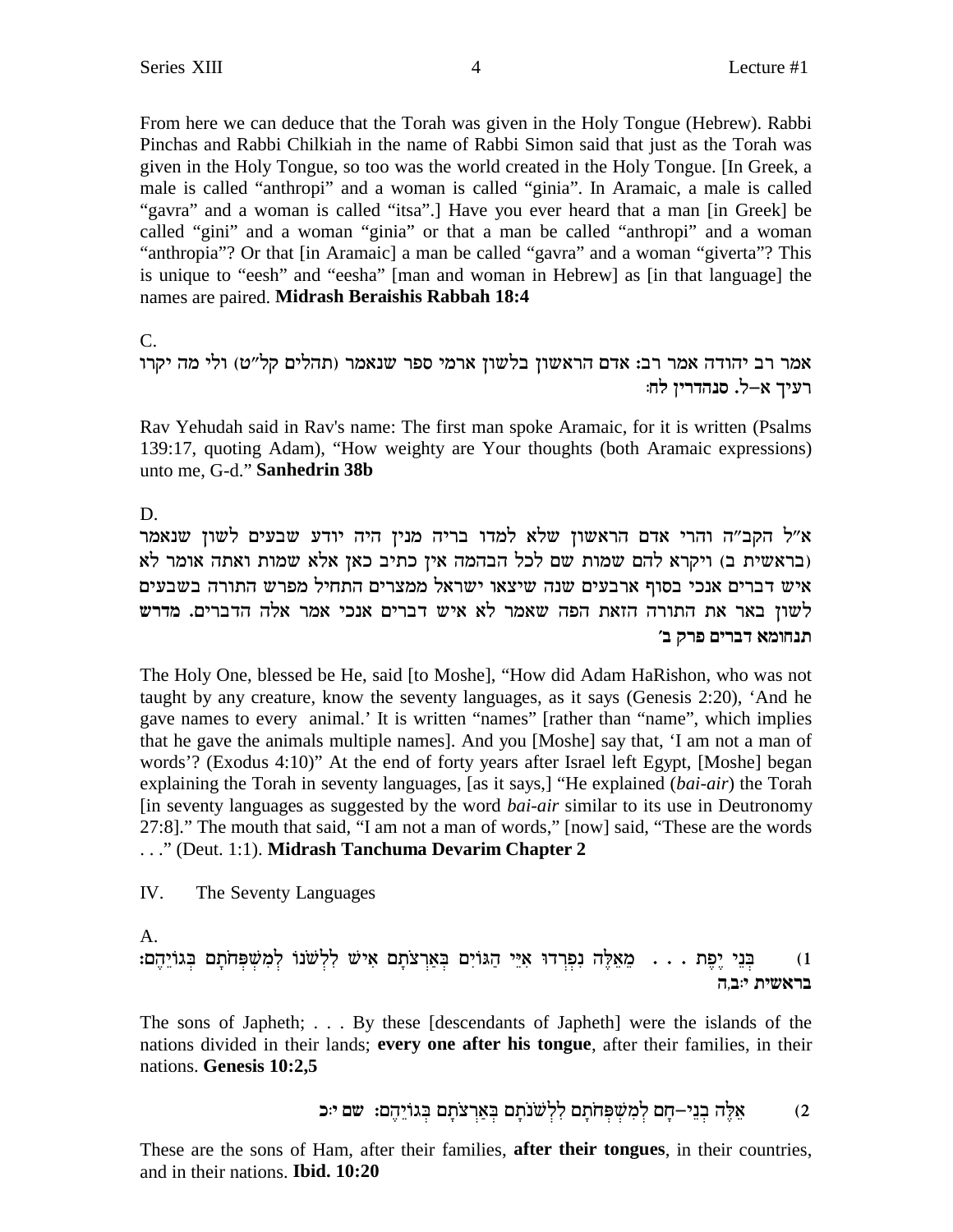From here we can deduce that the Torah was given in the Holy Tongue (Hebrew). Rabbi Pinchas and Rabbi Chilkiah in the name of Rabbi Simon said that just as the Torah was given in the Holy Tongue, so too was the world created in the Holy Tongue. [In Greek, a male is called "anthropi" and a woman is called "ginia". In Aramaic, a male is called "gavra" and a woman is called "itsa".] Have you ever heard that a man [in Greek] be called "gini" and a woman "ginia" or that a man be called "anthropi" and a woman "anthropia"? Or that [in Aramaic] a man be called "gavra" and a woman "giverta"? This is unique to "eesh" and "eesha" [man and woman in Hebrew] as [in that language] the names are paired. **Midrash Beraishis Rabbah 18:4**

C.

אמר רב יהודה אמר רב: אדם הראשון בלשון ארמי ספר שנאמר (תהלים קל"ט) ולי מה יקרו רעיך א-ל. סנהדרין לח:

Rav Yehudah said in Rav's name: The first man spoke Aramaic, for it is written (Psalms 139:17, quoting Adam), "How weighty are Your thoughts (both Aramaic expressions) unto me, G-d." **Sanhedrin 38b**

D.

א"ל הקב"ה והרי אדם הראשון שלא למדו בריה מנין היה יודע שבעים לשון שנאמר (בראשית ב) ויקרא להם שמות שם לכל הבהמה אין כתיב כאן אלא שמות ואתה אומר לא איש דברים אנכי בסוף ארבעים שנה שיצאו ישראל ממצרים התחיל מפרש התורה בשבעים לשון באר את התורה הזאת הפה שאמר לא איש דברים אנכי אמר אלה הדברים. מדרש תנחומא דברים פרק ב'

The Holy One, blessed be He, said [to Moshe], "How did Adam HaRishon, who was not taught by any creature, know the seventy languages, as it says (Genesis 2:20), 'And he gave names to every animal.' It is written "names" [rather than "name", which implies that he gave the animals multiple names]. And you [Moshe] say that, 'I am not a man of words'? (Exodus 4:10)" At the end of forty years after Israel left Egypt, [Moshe] began explaining the Torah in seventy languages, [as it says,] "He explained (*bai-air*) the Torah [in seventy languages as suggested by the word *bai-air* similar to its use in Deutronomy 27:8]." The mouth that said, "I am not a man of words," [now] said, "These are the words . . ." (Deut. 1:1). **Midrash Tanchuma Devarim Chapter 2**

IV. The Seventy Languages

A.

1) בְּנֵי יֶפֶת . . . מֵאֵלֶּה נִפְרְדוּ אִיֵּי הַגּוֹיִם בְּאַרְצֹתָם אִישׁ לִלְשֹׁנוֹ לְמִשְׁפְּחֹתָם בְּגוֹיֵהֶם: בראשית י:ב,ה

The sons of Japheth; . . . By these [descendants of Japheth] were the islands of the nations divided in their lands; **every one after his tongue**, after their families, in their nations. **Genesis 10:2,5**

2) אֵלֶּה בְנֵי-חָם לְמִשְׁפְּחֹתָם לִלְשֹׁנֹתָם בְּאַרְצֹתָם בְּגוֹיֵהֶם: שם י:כ

These are the sons of Ham, after their families, **after their tongues**, in their countries, and in their nations. **Ibid. 10:20**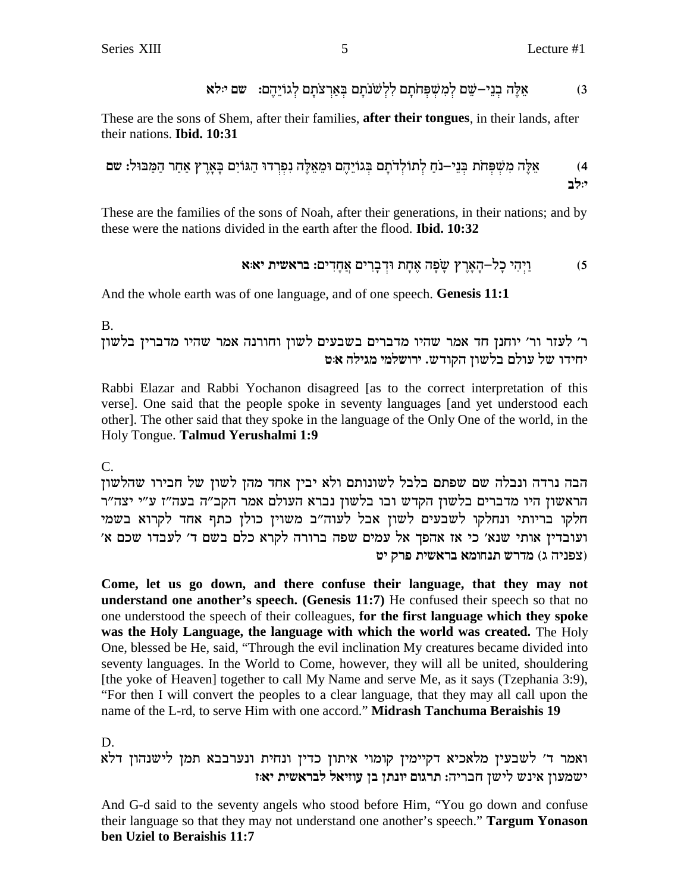3) אֵלֶּה בְנֵי–שֵׁם לְמִשְׁפְּחֹתָם לִלְשֹׁנֹתָם בְּאַרְצֹתָם לְגוֹיֵהֶם: שם י:לא

These are the sons of Shem, after their families, **after their tongues**, in their lands, after their nations. **Ibid. 10:31**

4) אֵלֶּה מִשְׁפְּחֹת בְּנֵי–נֹחַ לְתוֹלְדֹתָם בְּגוֹיֵהֶם וּמֵאֵלֶּה נִפְרְדוּ הַגּוֹיִם בָּאָרֶץ אַחַר הַמַּבּוּל: שם י:לב

These are the families of the sons of Noah, after their generations, in their nations; and by these were the nations divided in the earth after the flood. **Ibid. 10:32**

5) וַיְהִי כָל–הָאָרֶץ שָׂפָה אֶחָת וּדְבָרִים אֲחָדִים: **בראשית יא:א**

And the whole earth was of one language, and of one speech. **Genesis 11:1**

B.

ר' לעזר ור' יוחנן חד אמר שהיו מדברים בשבעים לשון וחורנה אמר שהיו מדברין בלשון יחידו של עולם בלשון הקודש. ירושלמי מגילה א:ט

Rabbi Elazar and Rabbi Yochanon disagreed [as to the correct interpretation of this verse]. One said that the people spoke in seventy languages [and yet understood each other]. The other said that they spoke in the language of the Only One of the world, in the Holy Tongue. **Talmud Yerushalmi 1:9**

C.

הבה נרדה ונבלה שם שפתם בלבל לשונותם ולא יבין אחד מהן לשון של חבירו שהלשון הראשון היו מדברים בלשון הקדש ובו בלשון נברא העולם אמר הקב"ה בעה"ז ע"י יצה"ר חלקו בריותי ונחלקו לשבעים לשון אבל לעוה"ב משוין כולן כתף אחד לקרוא בשמי ועובדין אותי שנא' כי אז אהפך אל עמים שפה ברורה לקרא כלם בשם ד' לעבדו שכם א' (צפניה ג) מדרש תנחומא בראשית פרק יט

**Come, let us go down, and there confuse their language, that they may not understand one another's speech. (Genesis 11:7)** He confused their speech so that no one understood the speech of their colleagues, **for the first language which they spoke was the Holy Language, the language with which the world was created.** The Holy One, blessed be He, said, "Through the evil inclination My creatures became divided into seventy languages. In the World to Come, however, they will all be united, shouldering [the yoke of Heaven] together to call My Name and serve Me, as it says (Tzephania 3:9), "For then I will convert the peoples to a clear language, that they may all call upon the name of the L-rd, to serve Him with one accord." **Midrash Tanchuma Beraishis 19**

D.

ואמר ד' לשבעין מלאכיא דקיימין קומוי איתון כדין ונחית ונערבבא תמן לישנהון דלא ישמעון אינש לישן חבריה: תרגום יונתן בן עוזיאל לבראשית יא:ז

And G-d said to the seventy angels who stood before Him, "You go down and confuse their language so that they may not understand one another's speech." **Targum Yonason ben Uziel to Beraishis 11:7**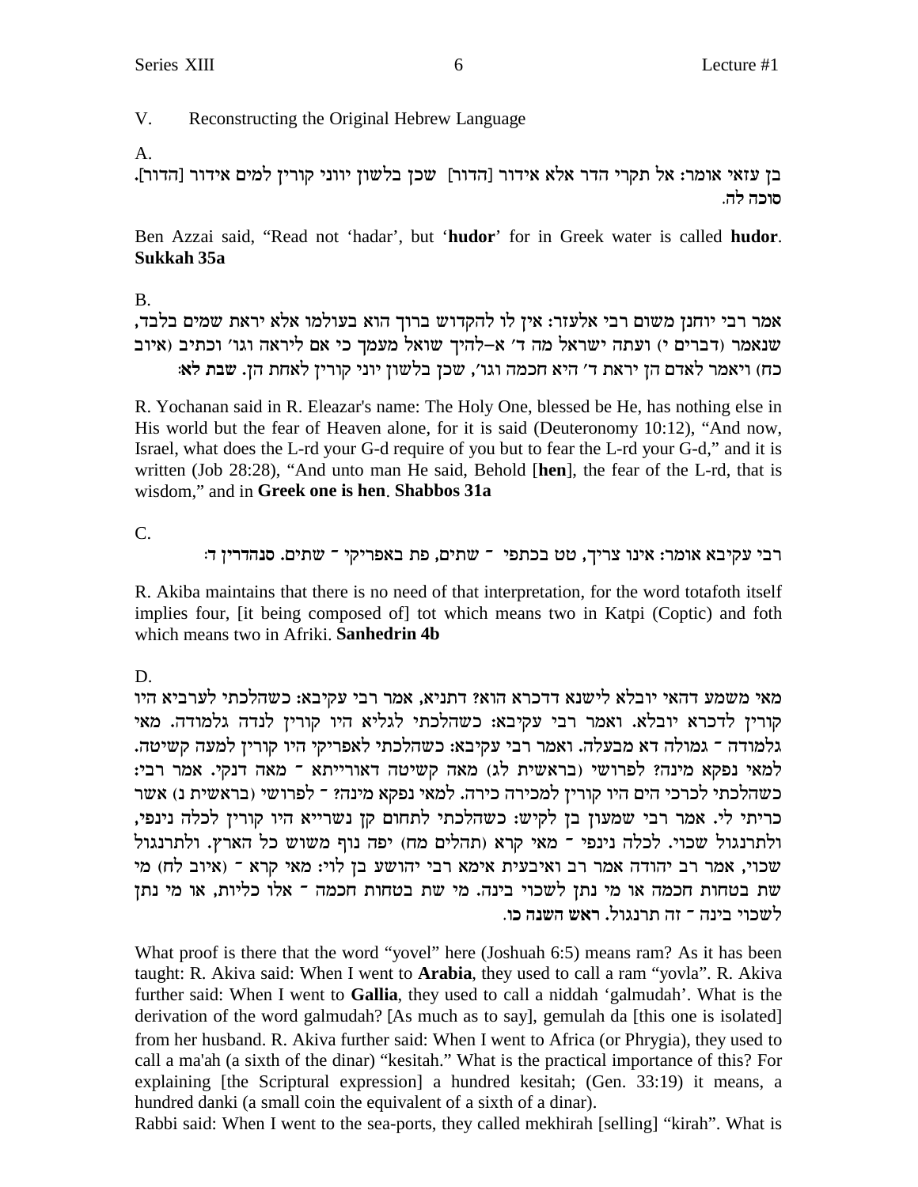## V. Reconstructing the Original Hebrew Language

A.

בן עזאי אומר: אל תקרי הדר אלא אידור [הדור] שכן בלשון יווני קורין למים אידור [הדור]. **סוכה לה.**

Ben Azzai said, "Read not 'hadar', but '**hudor**' for in Greek water is called **hudor**. **Sukkah 35a**

B.

אמר רבי יוחנן משום רבי אלעזר: אין לו להקדוש ברוך הוא בעולמו אלא יראת שמים בלבד, שנאמר (דברים י) ועתה ישראל מה ד' א-להיך שואל מעמך כי אם ליראה וגו' וכתיב (איוב כח) ויאמר לאדם הן יראת ד' היא חכמה וגו', שכן בלשון יוני קורין לאחת הן. **שבת לא:**

R. Yochanan said in R. Eleazar's name: The Holy One, blessed be He, has nothing else in His world but the fear of Heaven alone, for it is said (Deuteronomy 10:12), "And now, Israel, what does the L-rd your G-d require of you but to fear the L-rd your G-d," and it is written (Job 28:28), "And unto man He said, Behold [**hen**], the fear of the L-rd, that is wisdom," and in **Greek one is hen**. **Shabbos 31a**

C.

רבי עקיבא אומר: אינו צריך, טט בכתפי - שתים, פת באפריקי - שתים. **סנהדרין ד:**

R. Akiba maintains that there is no need of that interpretation, for the word totafoth itself implies four, [it being composed of] tot which means two in Katpi (Coptic) and foth which means two in Afriki. **Sanhedrin 4b**

D.

מאי משמע דהאי יובלא לישנא דדכרא הוא? דתניא, אמר רבי עקיבא: כשהלכתי לערביא היו קורין לדכרא יובלא. ואמר רבי עקיבא: כשהלכתי לגליא היו קורין לנדה גלמודה. מאי גלמודה - גמולה דא מבעלה. ואמר רבי עקיבא: כשהלכתי לאפריקי היו קורין למעה קשיטה. למאי נפקא מינה? לפרושי (בראשית לג) מאה קשיטה דאורייתא - מאה דנקי. אמר רבי: כשהלכתי לכרכי הים היו קורין למכירה כירה. למאי נפקא מינה? - לפרושי (בראשית נ) אשר כריתי לי. אמר רבי שמעון בן לקיש: כשהלכתי לתחום קן נשרייא היו קורין לכלה נינפי, ולתרנגול שכוי. לכלה נינפי - מאי קרא (תהלים מח) יפה נוף משוש כל הארץ. ולתרנגול שכוי, אמר רב יהודה אמר רב ואיבעית אימא רבי יהושע בן לוי: מאי קרא - (איוב לח) מי שת בטחות חכמה או מי נתן לשכוי בינה. מי שת בטחות חכמה - אלו כליות, או מי נתן לשכוי בינה - זה תרנגול. **ראש השנה כו.**

What proof is there that the word "yovel" here (Joshuah 6:5) means ram? As it has been taught: R. Akiva said: When I went to **Arabia**, they used to call a ram "yovla". R. Akiva further said: When I went to **Gallia**, they used to call a niddah 'galmudah'. What is the derivation of the word galmudah? [As much as to say], gemulah da [this one is isolated] from her husband. R. Akiva further said: When I went to Africa (or Phrygia), they used to call a ma'ah (a sixth of the dinar) "kesitah." What is the practical importance of this? For explaining [the Scriptural expression] a hundred kesitah; (Gen. 33:19) it means, a hundred danki (a small coin the equivalent of a sixth of a dinar).

Rabbi said: When I went to the sea-ports, they called mekhirah [selling] "kirah". What is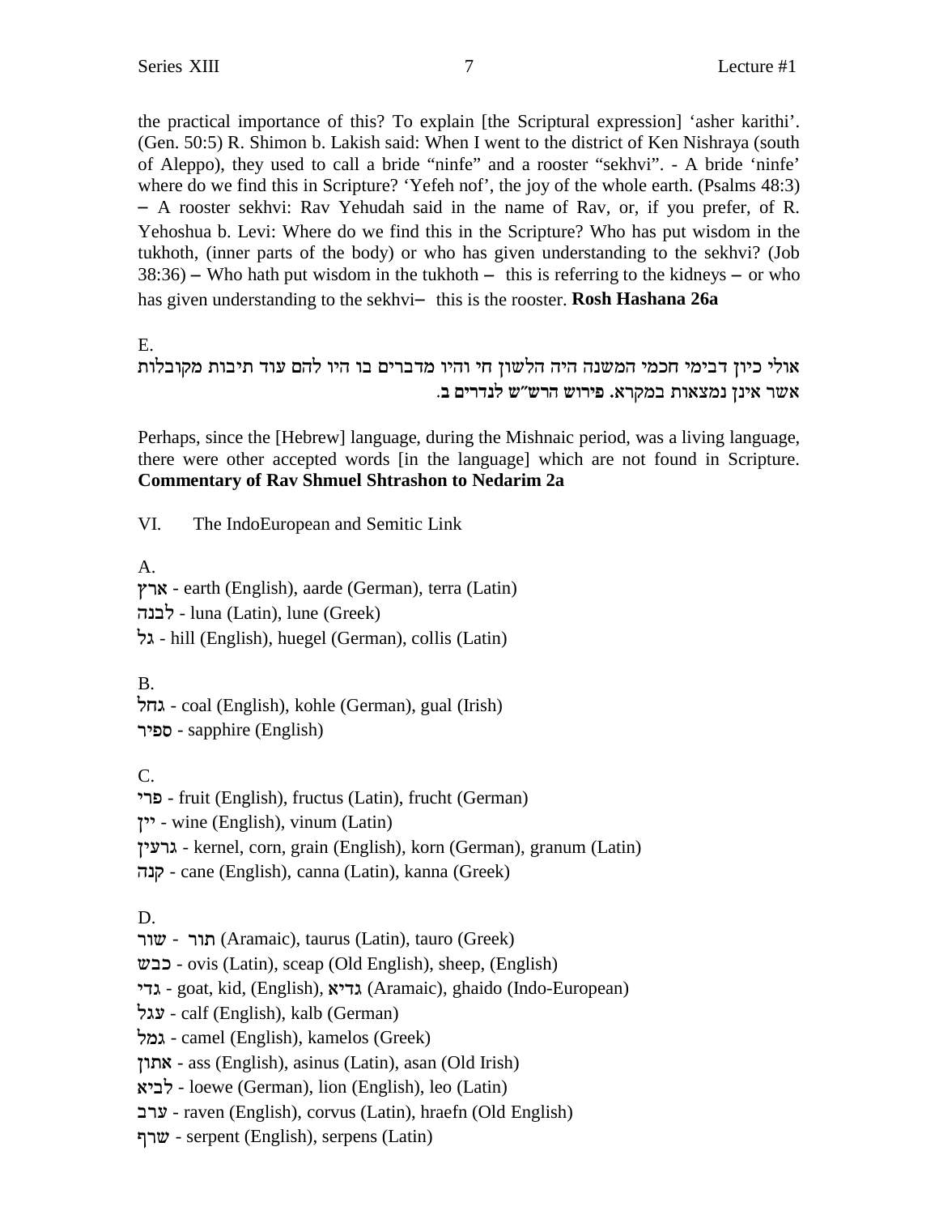the practical importance of this? To explain [the Scriptural expression] 'asher karithi'. (Gen. 50:5) R. Shimon b. Lakish said: When I went to the district of Ken Nishraya (south of Aleppo), they used to call a bride "ninfe" and a rooster "sekhvi". - A bride 'ninfe' where do we find this in Scripture? 'Yefeh nof', the joy of the whole earth. (Psalms 48:3) – A rooster sekhvi: Rav Yehudah said in the name of Rav, or, if you prefer, of R. Yehoshua b. Levi: Where do we find this in the Scripture? Who has put wisdom in the tukhoth, (inner parts of the body) or who has given understanding to the sekhvi? (Job 38:36) – Who hath put wisdom in the tukhoth – this is referring to the kidneys – or who has given understanding to the sekhvi– this is the rooster. **Rosh Hashana 26a**

E.

אולי כיון דבימי חכמי המשנה היה הלשון חי והיו מדברים בו היו להם עוד תיבות מקובלות אשר אינן נמצאות במקרא. פירוש הרש"ש לנדרים ב.

Perhaps, since the [Hebrew] language, during the Mishnaic period, was a living language, there were other accepted words [in the language] which are not found in Scripture. **Commentary of Rav Shmuel Shtrashon to Nedarim 2a**

VI. The IndoEuropean and Semitic Link

A.

ארץ - earth (English), aarde (German), terra (Latin)
לבנה - luna (Latin), lune (Greek)
גל - hill (English), huegel (German), collis (Latin)

B.

גחל - coal (English), kohle (German), gual (Irish)
ספיר - sapphire (English)

C.

פרי - fruit (English), fructus (Latin), frucht (German)
יין - wine (English), vinum (Latin)
גרעין - kernel, corn, grain (English), korn (German), granum (Latin)
קנה - cane (English), canna (Latin), kanna (Greek)

D.

שור - תור (Aramaic), taurus (Latin), tauro (Greek)
כבש - ovis (Latin), sceap (Old English), sheep, (English)
גדי - goat, kid, (English), גדיא (Aramaic), ghaido (Indo-European)
עגל - calf (English), kalb (German)
גמל - camel (English), kamelos (Greek)
אתון - ass (English), asinus (Latin), asan (Old Irish)
לביא - loewe (German), lion (English), leo (Latin)
ערב - raven (English), corvus (Latin), hraefn (Old English)
שרף - serpent (English), serpens (Latin)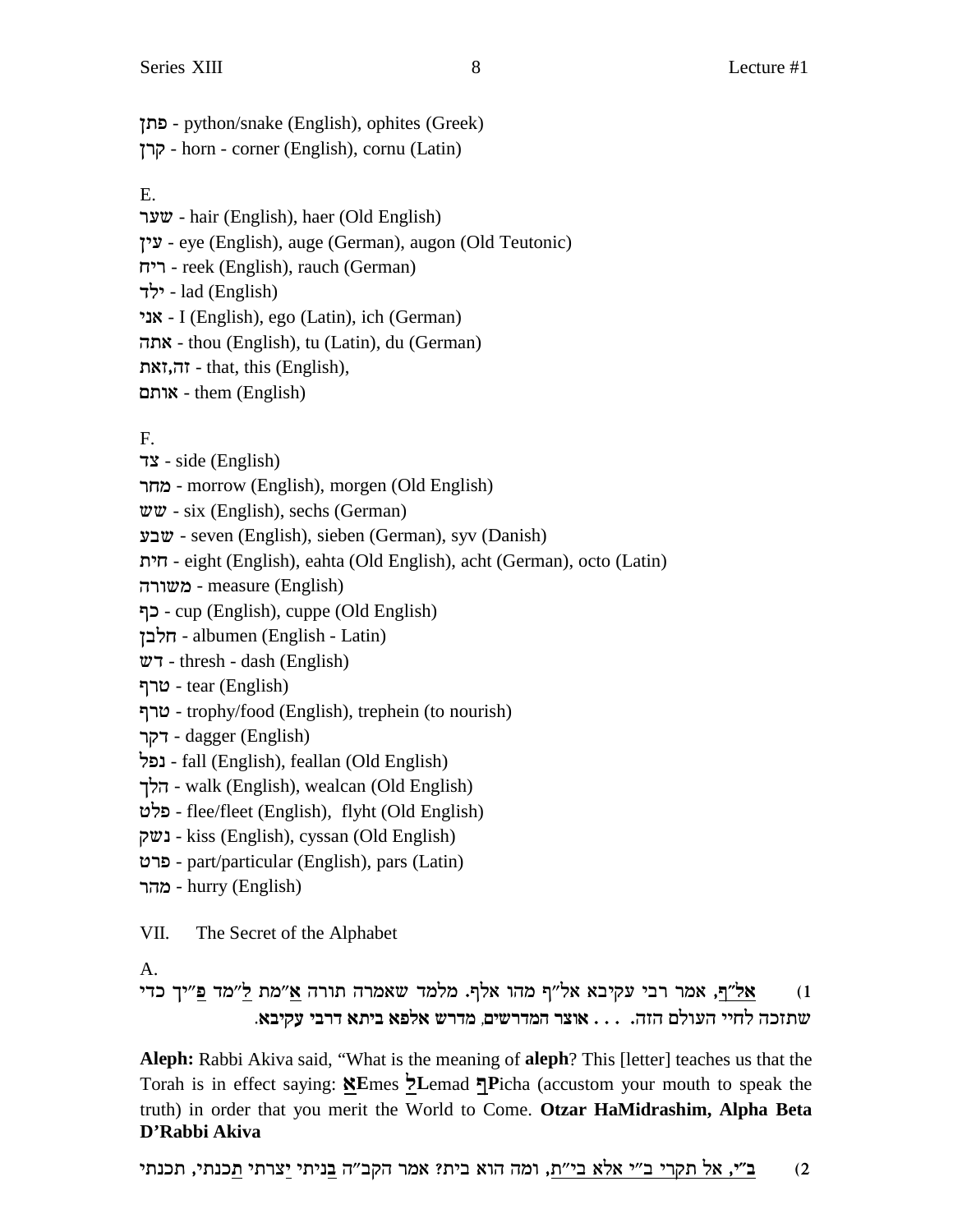פתן - python/snake (English), ophites (Greek)
קרן - horn - corner (English), cornu (Latin)

E.

שער - hair (English), haer (Old English)
עין - eye (English), auge (German), augon (Old Teutonic)
ריח - reek (English), rauch (German)
ילד - lad (English)
אני - I (English), ego (Latin), ich (German)
אתה - thou (English), tu (Latin), du (German)
זה,זאת - that, this (English),
אותם - them (English)

F.

צד - side (English)
מחר - morrow (English), morgen (Old English)
שש - six (English), sechs (German)
שבע - seven (English), sieben (German), syv (Danish)
חית - eight (English), eahta (Old English), acht (German), octo (Latin)
משורה - measure (English)
כף - cup (English), cuppe (Old English)
חלבן - albumen (English - Latin)
דש - thresh - dash (English)
טרף - tear (English)
טרף - trophy/food (English), trephein (to nourish)
דקר - dagger (English)
נפל - fall (English), feallan (Old English)
הלך - walk (English), wealcan (Old English)
פלט - flee/fleet (English), flyht (Old English)
נשק - kiss (English), cyssan (Old English)
פרט - part/particular (English), pars (Latin)
מהר - hurry (English)

VII. The Secret of the Alphabet

A.

1) אל"ף, אמר רבי עקיבא אל"ף מהו אלף. מלמד שאמרה תורה א"מת ל"מד פ"יך כדי שתזכה לחיי העולם הזה. . . . **אוצר המדרשים, מדרש אלפא ביתא דרבי עקיבא.**

**Aleph:** Rabbi Akiva said, "What is the meaning of **aleph**? This [letter] teaches us that the Torah is in effect saying: **אE**mes **לL**emad **ףP**icha (accustom your mouth to speak the truth) in order that you merit the World to Come. **Otzar HaMidrashim, Alpha Beta D'Rabbi Akiva**

2) ב"י, אל תקרי ב"י אלא בי"ת, ומה הוא בית? אמר הקב"ה בניתי יצרתי תכנתי, תכנתי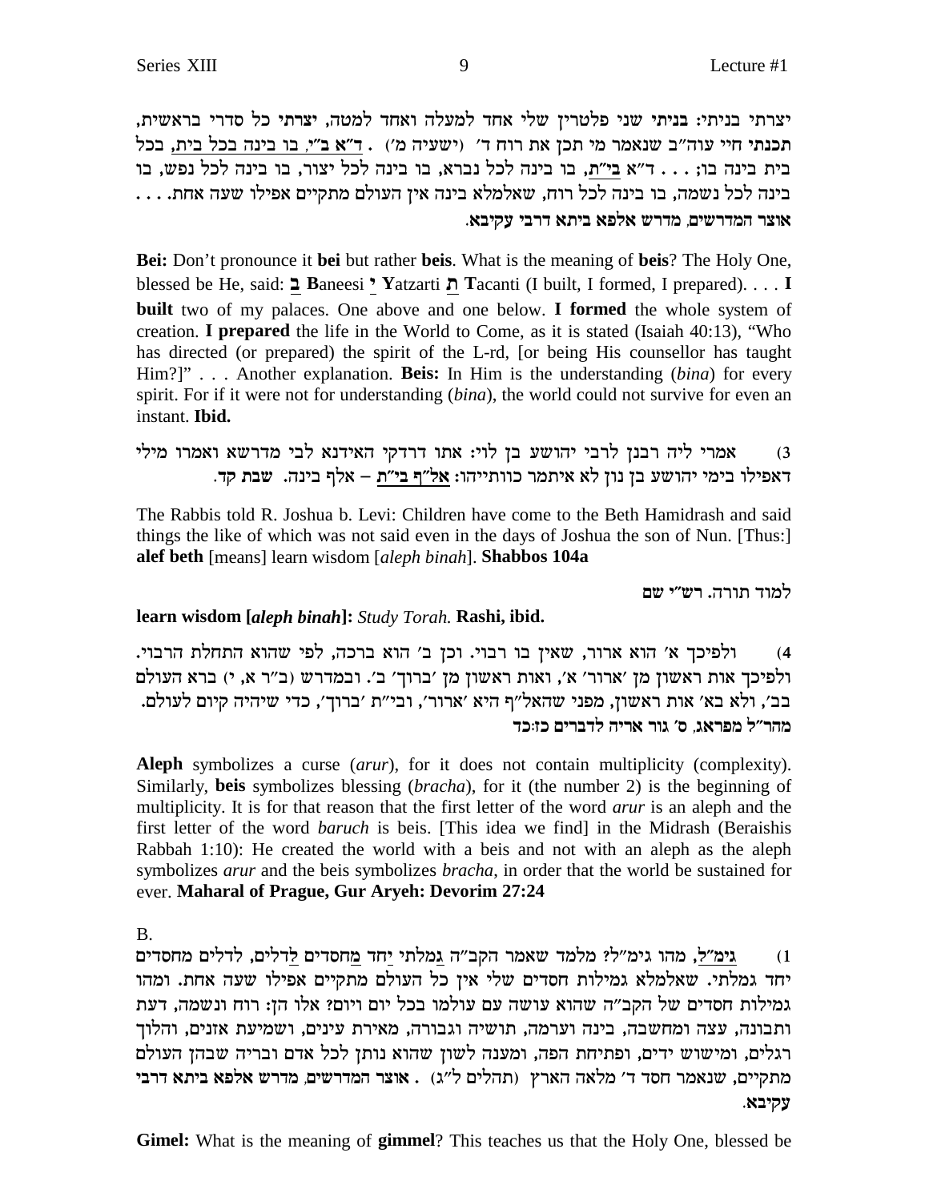יצרתי בניתי: בניתי שני פלטרין שלי אחד למעלה ואחד למטה, יצרתי כל סדרי בראשית, תכנתי חיי עוה"ב שנאמר מי תכן את רוח ד' (ישעיה מ') . ד"א ב"י, בו בינה בכל בית, בכל בית בינה בו; . . . ד"א בי"ת, בו בינה לכל נברא, בו בינה לכל יצור, בו בינה לכל נפש, בו בינה לכל נשמה, בו בינה לכל רוח, שאלמלא בינה אין העולם מתקיים אפילו שעה אחת. . . . **אוצר המדרשים, מדרש אלפא ביתא דרבי עקיבא.**

**Bei:** Don't pronounce it **bei** but rather **beis**. What is the meaning of **beis**? The Holy One, blessed be He, said: **ב Baneesi י Yatzarti ת T**acanti (I built, I formed, I prepared). . . . **I built** two of my palaces. One above and one below. **I formed** the whole system of creation. **I prepared** the life in the World to Come, as it is stated (Isaiah 40:13), "Who has directed (or prepared) the spirit of the L-rd, [or being His counsellor has taught Him?]" . . . Another explanation. **Beis:** In Him is the understanding (*bina*) for every spirit. For if it were not for understanding (*bina*), the world could not survive for even an instant. **Ibid.**

(3) אמרי ליה רבנן לרבי יהושע בן לוי: אתו דרדקי האידנא לבי מדרשא ואמרו מילי דאפילו בימי יהושע בן נון לא איתמר כוותייהו: אל"ף בי"ת – אלף בינה. **שבת קד.**

The Rabbis told R. Joshua b. Levi: Children have come to the Beth Hamidrash and said things the like of which was not said even in the days of Joshua the son of Nun. [Thus:] **alef beth** [means] learn wisdom [*aleph binah*]. **Shabbos 104a**

למוד תורה. רש"י שם

**learn wisdom [*aleph binah*]:** *Study Torah.* **Rashi, ibid.**

(4) ולפיכך א' הוא ארור, שאין בו רבוי. וכן ב' הוא ברכה, לפי שהוא התחלת הרבוי. ולפיכך אות ראשון מן 'ארור' א', ואות ראשון מן 'ברוך' ב'. ובמדרש (ב"ר א, י) ברא העולם בב', ולא בא' אות ראשון, מפני שהאל"ף היא 'ארור', ובי"ת 'ברוך', כדי שיהיה קיום לעולם. **מהר"ל מפראג, ס' גור אריה לדברים כז:כד**

**Aleph** symbolizes a curse (*arur*), for it does not contain multiplicity (complexity). Similarly, **beis** symbolizes blessing (*bracha*), for it (the number 2) is the beginning of multiplicity. It is for that reason that the first letter of the word *arur* is an aleph and the first letter of the word *baruch* is beis. [This idea we find] in the Midrash (Beraishis Rabbah 1:10): He created the world with a beis and not with an aleph as the aleph symbolizes *arur* and the beis symbolizes *bracha*, in order that the world be sustained for ever. **Maharal of Prague, Gur Aryeh: Devorim 27:24**

B.

(1) גימ"ל, מהו גימ"ל? מלמד שאמר הקב"ה גמלתי יחד מחסדים לדלים, לדלים מחסדים יחד גמלתי. שאלמלא גמילות חסדים שלי אין כל העולם מתקיים אפילו שעה אחת. ומהו גמילות חסדים של הקב"ה שהוא עושה עם עולמו בכל יום ויום? אלו הן: רוח ונשמה, דעת ותבונה, עצה ומחשבה, בינה וערמה, תושיה וגבורה, מאירת עינים, ושמיעת אזנים, והלוך רגלים, ומישוש ידים, ופתיחת הפה, ומענה לשון שהוא נותן לכל אדם ובריה שבהן העולם מתקיים, שנאמר חסד ד' מלאה הארץ (תהלים ל"ג) . **אוצר המדרשים, מדרש אלפא ביתא דרבי עקיבא.**

**Gimel:** What is the meaning of **gimmel**? This teaches us that the Holy One, blessed be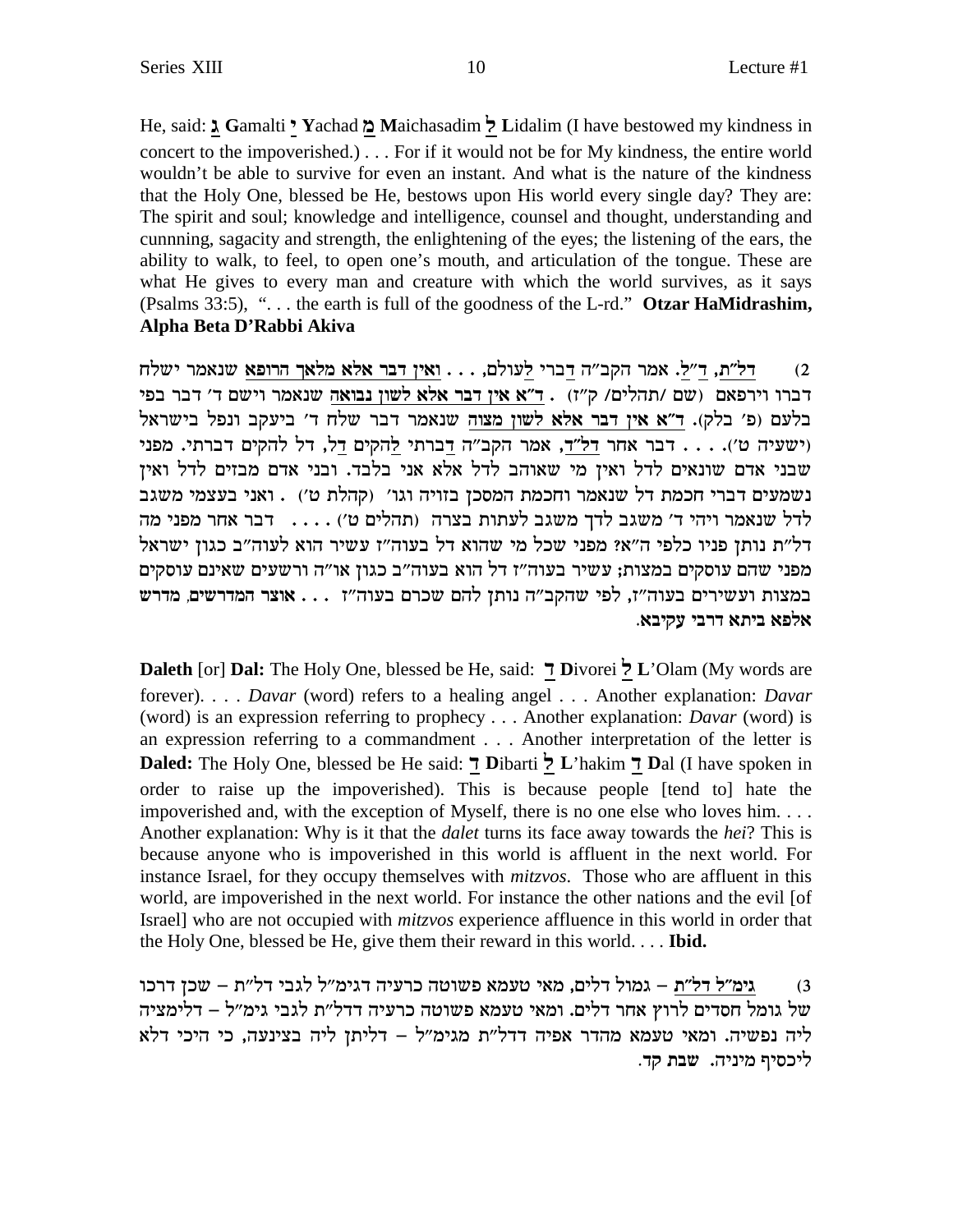He, said: **ג G**amalti **י Y**achad **מ M**aichasadim **ל L**idalim (I have bestowed my kindness in concert to the impoverished.) . . . For if it would not be for My kindness, the entire world wouldn't be able to survive for even an instant. And what is the nature of the kindness that the Holy One, blessed be He, bestows upon His world every single day? They are: The spirit and soul; knowledge and intelligence, counsel and thought, understanding and cunnning, sagacity and strength, the enlightening of the eyes; the listening of the ears, the ability to walk, to feel, to open one's mouth, and articulation of the tongue. These are what He gives to every man and creature with which the world survives, as it says (Psalms 33:5), ". . . the earth is full of the goodness of the L-rd." **Otzar HaMidrashim, Alpha Beta D'Rabbi Akiva**

2) <u>דל"ת, ד"ל</u>. אמר הקב"ה <u>ד</u>ברי <u>ל</u>עולם, . . . <u>ואין דבר אלא מלאך הרופא</u> שנאמר ישלח דברו וירפאם (שם /תהלים/ ק"ז) . <u>ד"א אין דבר אלא לשון נבואה</u> שנאמר וישם ד' דבר בפי בלעם (פ' בלק). <u>ד"א אין דבר אלא לשון מצוה</u> שנאמר דבר שלח ד' ביעקב ונפל בישראל (ישעיה ט'). . . . דבר אחר <u>דל"ד</u>, אמר הקב"ה <u>ד</u>ברתי <u>ל</u>הקים <u>ד</u>ל, דל להקים דברתי. מפני שבני אדם שונאים לדל ואין מי שאוהב לדל אלא אני בלבד. ובני אדם מבזים לדל ואין נשמעים דברי חכמת דל שנאמר וחכמת המסכן בזויה וגו' (קהלת ט') . ואני בעצמי משגב לדל שנאמר ויהי ד' משגב לדך משגב לעתות בצרה (תהלים ט') . . . . דבר אחר מפני מה דל"ת נותן פניו כלפי ה"א? מפני שכל מי שהוא דל בעוה"ז עשיר הוא לעוה"ב כגון ישראל מפני שהם עוסקים במצות; עשיר בעוה"ז דל הוא בעוה"ב כגון או"ה ורשעים שאינם עוסקים במצות ועשירים בעוה"ז, לפי שהקב"ה נותן להם שכרם בעוה"ז . . . **אוצר המדרשים**, **מדרש אלפא ביתא דרבי עקיבא**.

**Daleth** [or] **Dal:** The Holy One, blessed be He, said: **ד D**ivorei **ל L**'Olam (My words are forever). . . . *Davar* (word) refers to a healing angel . . . Another explanation: *Davar* (word) is an expression referring to prophecy . . . Another explanation: *Davar* (word) is an expression referring to a commandment . . . Another interpretation of the letter is **Daled:** The Holy One, blessed be He said: **ד D**ibarti **ל L**'hakim **ד D**al (I have spoken in order to raise up the impoverished). This is because people [tend to] hate the impoverished and, with the exception of Myself, there is no one else who loves him. . . . Another explanation: Why is it that the *dalet* turns its face away towards the *hei*? This is because anyone who is impoverished in this world is affluent in the next world. For instance Israel, for they occupy themselves with *mitzvos*. Those who are affluent in this world, are impoverished in the next world. For instance the other nations and the evil [of Israel] who are not occupied with *mitzvos* experience affluence in this world in order that the Holy One, blessed be He, give them their reward in this world. . . . **Ibid.**

3) <u>גימ"ל דל"ת</u> – גמול דלים, מאי טעמא פשוטה כרעיה דגימ"ל לגבי דל"ת – שכן דרכו של גומל חסדים לרוץ אחר דלים. ומאי טעמא פשוטה כרעיה דדל"ת לגבי גימ"ל – דלימציה ליה נפשיה. ומאי טעמא מהדר אפיה דדל"ת מגימ"ל – דליתן ליה בצינעה, כי היכי דלא ליכסיף מיניה. **שבת קד.**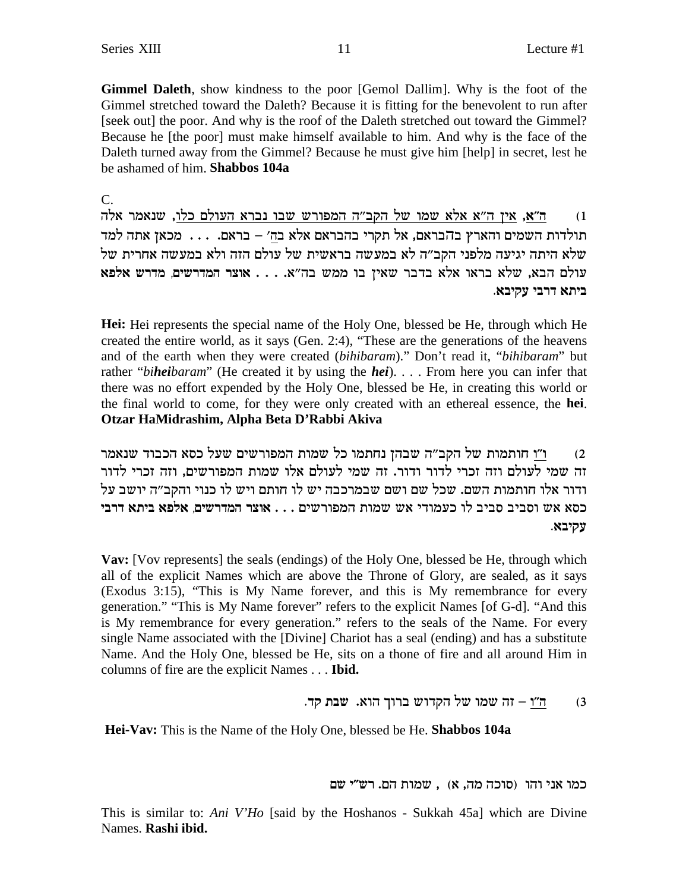**Gimmel Daleth**, show kindness to the poor [Gemol Dallim]. Why is the foot of the Gimmel stretched toward the Daleth? Because it is fitting for the benevolent to run after [seek out] the poor. And why is the roof of the Daleth stretched out toward the Gimmel? Because he [the poor] must make himself available to him. And why is the face of the Daleth turned away from the Gimmel? Because he must give him [help] in secret, lest he be ashamed of him. **Shabbos 104a**

C.

1) ה"א, אין ה"א אלא שמו של הקב"ה המפורש שבו נברא העולם כלו, שנאמר אלה תולדות השמים והארץ בהבראם, אל תקרי בהבראם אלא בה' – בראם. . . . מכאן אתה למד שלא היתה יגיעה מלפני הקב"ה לא במעשה בראשית של עולם הזה ולא במעשה אחרית של עולם הבא, שלא בראו אלא בדבר שאין בו ממש בה"א. . . . **אוצר המדרשים, מדרש אלפא ביתא דרבי עקיבא.**

**Hei:** Hei represents the special name of the Holy One, blessed be He, through which He created the entire world, as it says (Gen. 2:4), "These are the generations of the heavens and of the earth when they were created (*bihibaram*)." Don't read it, "*bihibaram*" but rather "*bi**hei**baram*" (He created it by using the ***hei***). . . . From here you can infer that there was no effort expended by the Holy One, blessed be He, in creating this world or the final world to come, for they were only created with an ethereal essence, the **hei**. **Otzar HaMidrashim, Alpha Beta D'Rabbi Akiva**

2) ו"ו חותמות של הקב"ה שבהן נחתמו כל שמות המפורשים שעל כסא הכבוד שנאמר זה שמי לעולם וזה זכרי לדור ודור. זה שמי לעולם אלו שמות המפורשים, וזה זכרי לדור ודור אלו חותמות השם. שכל שם ושם שבמרכבה יש לו חותם ויש לו כנוי והקב"ה יושב על כסא אש וסביב סביב לו כעמודי אש שמות המפורשים . . . **אוצר המדרשים, אלפא ביתא דרבי עקיבא.**

**Vav:** [Vov represents] the seals (endings) of the Holy One, blessed be He, through which all of the explicit Names which are above the Throne of Glory, are sealed, as it says (Exodus 3:15), "This is My Name forever, and this is My remembrance for every generation." "This is My Name forever" refers to the explicit Names [of G-d]. "And this is My remembrance for every generation." refers to the seals of the Name. For every single Name associated with the [Divine] Chariot has a seal (ending) and has a substitute Name. And the Holy One, blessed be He, sits on a thone of fire and all around Him in columns of fire are the explicit Names . . . **Ibid.**

3) ה"ו – זה שמו של הקדוש ברוך הוא. **שבת קד.**

**Hei-Vav:** This is the Name of the Holy One, blessed be He. **Shabbos 104a**

כמו אני והו (סוכה מה, א) , שמות הם. רש"י שם

This is similar to: *Ani V'Ho* [said by the Hoshanos - Sukkah 45a] which are Divine Names. **Rashi ibid.**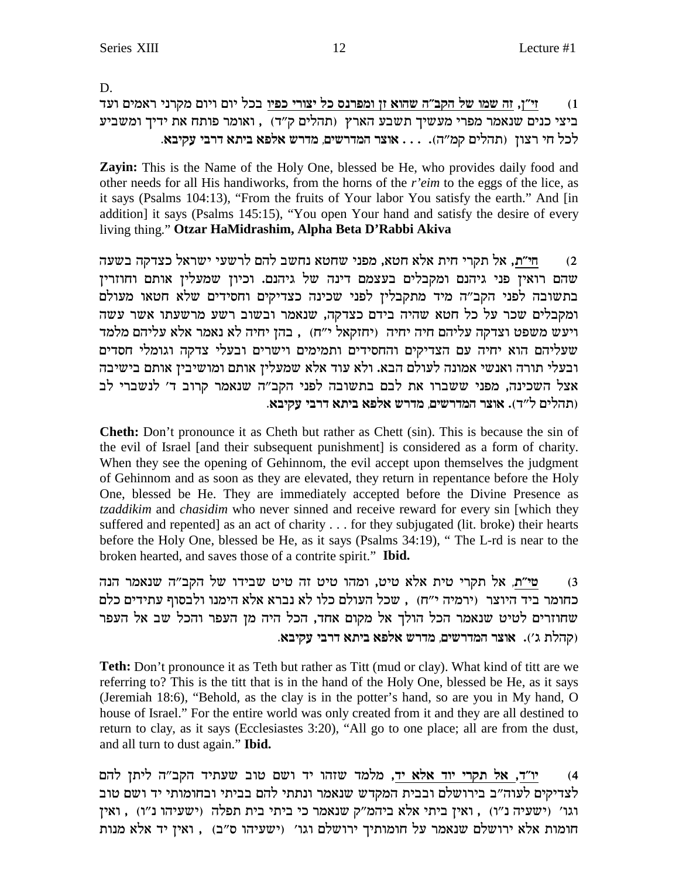D.

1) <u>זי"ן, זה שמו של הקב"ה שהוא זן ומפרנס כל יצורי כפיו</u> בכל יום ויום מקרני ראמים ועד ביצי כנים שנאמר מפרי מעשיך תשבע הארץ (תהלים ק"ד) , ואומר פותח את ידיך ומשביע לכל חי רצון (תהלים קמ"ה). . . . **אוצר המדרשים, מדרש אלפא ביתא דרבי עקיבא.**

**Zayin:** This is the Name of the Holy One, blessed be He, who provides daily food and other needs for all His handiworks, from the horns of the *r'eim* to the eggs of the lice, as it says (Psalms 104:13), "From the fruits of Your labor You satisfy the earth." And [in addition] it says (Psalms 145:15), "You open Your hand and satisfy the desire of every living thing." **Otzar HaMidrashim, Alpha Beta D'Rabbi Akiva**

2) <u>חי"ת</u>, אל תקרי חית אלא חטא, מפני שחטא נחשב להם לרשעי ישראל כצדקה בשעה שהם רואין פני גיהנם ומקבלים בעצמם דינה של גיהנם. וכיון שמעלין אותם וחוזרין בתשובה לפני הקב"ה מיד מתקבלין לפני שכינה כצדיקים וחסידים שלא חטאו מעולם ומקבלים שכר על כל חטא שהיה בידם כצדקה, שנאמר ובשוב רשע מרשעתו אשר עשה ויעש משפט וצדקה עליהם חיה יחיה (יחזקאל י"ח) , בהן יחיה לא נאמר אלא עליהם מלמד שעליהם הוא יחיה עם הצדיקים והחסידים ותמימים וישרים ובעלי צדקה וגומלי חסדים ובעלי תורה ואנשי אמונה לעולם הבא. ולא עוד אלא שמעלין אותם ומושיבין אותם בישיבה אצל השכינה, מפני ששברו את לבם בתשובה לפני הקב"ה שנאמר קרוב ד' לנשברי לב (תהלים ל"ד). **אוצר המדרשים, מדרש אלפא ביתא דרבי עקיבא.**

**Cheth:** Don't pronounce it as Cheth but rather as Chett (sin). This is because the sin of the evil of Israel [and their subsequent punishment] is considered as a form of charity. When they see the opening of Gehinnom, the evil accept upon themselves the judgment of Gehinnom and as soon as they are elevated, they return in repentance before the Holy One, blessed be He. They are immediately accepted before the Divine Presence as *tzaddikim* and *chasidim* who never sinned and receive reward for every sin [which they suffered and repented] as an act of charity . . . for they subjugated (lit. broke) their hearts before the Holy One, blessed be He, as it says (Psalms 34:19), " The L-rd is near to the broken hearted, and saves those of a contrite spirit." **Ibid.**

3) <u>טי"ת</u>, אל תקרי טית אלא טיט, ומהו טיט זה טיט שבידו של הקב"ה שנאמר הנה כחומר ביד היוצר (ירמיה י"ח) , שכל העולם כלו לא נברא אלא הימנו ולבסוף עתידים כלם שחוזרים לטיט שנאמר הכל הולך אל מקום אחד, הכל היה מן העפר והכל שב אל העפר (קהלת ג'). **אוצר המדרשים, מדרש אלפא ביתא דרבי עקיבא.**

**Teth:** Don't pronounce it as Teth but rather as Titt (mud or clay). What kind of titt are we referring to? This is the titt that is in the hand of the Holy One, blessed be He, as it says (Jeremiah 18:6), "Behold, as the clay is in the potter's hand, so are you in My hand, O house of Israel." For the entire world was only created from it and they are all destined to return to clay, as it says (Ecclesiastes 3:20), "All go to one place; all are from the dust, and all turn to dust again." **Ibid.**

4) <u>יו"ד, אל תקרי יוד אלא יד</u>, מלמד שזהו יד ושם טוב שעתיד הקב"ה ליתן להם לצדיקים לעוה"ב בירושלם ובבית המקדש שנאמר ונתתי להם בביתי ובחומותי יד ושם טוב וגו' (ישעיה נ"ו) , ואין ביתי אלא ביהמ"ק שנאמר כי ביתי בית תפלה (ישעיהו נ"ו) , ואין חומות אלא ירושלם שנאמר על חומותיך ירושלם וגו' (ישעיהו ס"ב) , ואין יד אלא מנות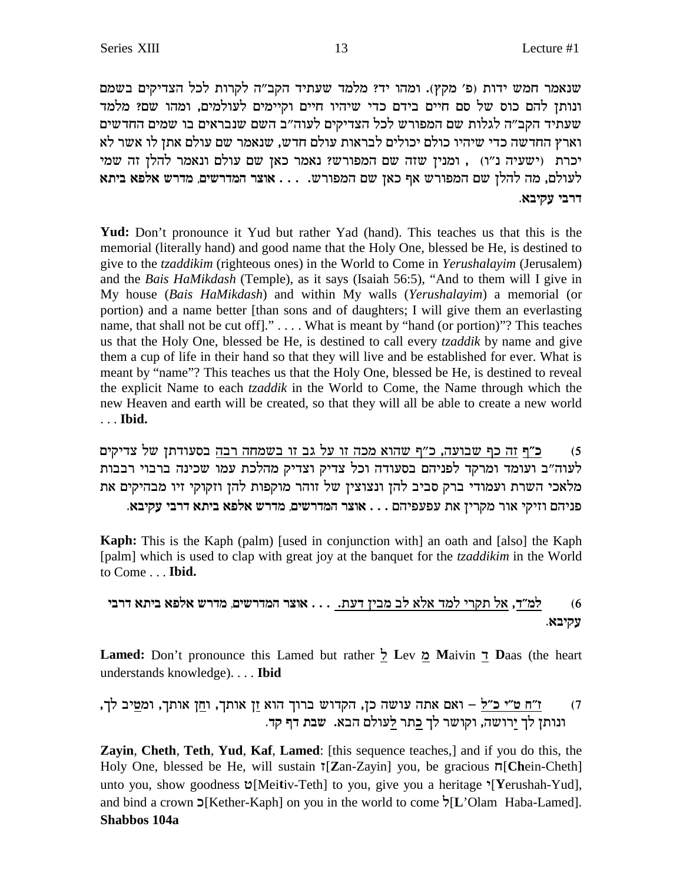שנאמר חמש ידות (פ׳ מקץ). ומהו יד? מלמד שעתיד הקב״ה לקרות לכל הצדיקים בשמם ונותן להם כוס של סם חיים בידם כדי שיהיו חיים וקיימים לעולמים, ומהו שם? מלמד שעתיד הקב״ה לגלות שם המפורש לכל הצדיקים לעוה״ב השם שנבראים בו שמים החדשים וארץ החדשה כדי שיהיו כולם יכולים לבראות עולם חדש, שנאמר שם עולם אתן לו אשר לא יכרת (ישעיה נ״ו) , ומנין שזה שם המפורש? נאמר כאן שם עולם ונאמר להלן זה שמי לעולם, מה להלן שם המפורש אף כאן שם המפורש. . . . **אוצר המדרשים, מדרש אלפא ביתא דרבי עקיבא.**

**Yud:** Don't pronounce it Yud but rather Yad (hand). This teaches us that this is the memorial (literally hand) and good name that the Holy One, blessed be He, is destined to give to the *tzaddikim* (righteous ones) in the World to Come in *Yerushalayim* (Jerusalem) and the *Bais HaMikdash* (Temple), as it says (Isaiah 56:5), "And to them will I give in My house (*Bais HaMikdash*) and within My walls (*Yerushalayim*) a memorial (or portion) and a name better [than sons and of daughters; I will give them an everlasting name, that shall not be cut off]." . . . . What is meant by "hand (or portion)"? This teaches us that the Holy One, blessed be He, is destined to call every *tzaddik* by name and give them a cup of life in their hand so that they will live and be established for ever. What is meant by "name"? This teaches us that the Holy One, blessed be He, is destined to reveal the explicit Name to each *tzaddik* in the World to Come, the Name through which the new Heaven and earth will be created, so that they will all be able to create a new world . . . **Ibid.**

5) <u>כ״ף</u> <u>זה כף שבועה, כ״ף שהוא מכה זו על גב זו בשמחה רבה</u> בסעודתן של צדיקים לעוה״ב ועומד ומרקד לפניהם בסעודה וכל צדיק וצדיק מהלכת עמו שכינה ברבוי רבבות מלאכי השרת ועמודי ברק סביב להן ונצוצין של זוהר מוקפות להן וזקוקי זיו מבהיקים את פניהם וזיקי אור מקרין את עפעפיהם . . . **אוצר המדרשים, מדרש אלפא ביתא דרבי עקיבא.**

**Kaph:** This is the Kaph (palm) [used in conjunction with] an oath and [also] the Kaph [palm] which is used to clap with great joy at the banquet for the *tzaddikim* in the World to Come . . . **Ibid.**

6) <u>למ״ד, אל תקרי למד אלא לב מבין דעת.</u> . . . **אוצר המדרשים, מדרש אלפא ביתא דרבי עקיבא.**

**Lamed:** Don't pronounce this Lamed but rather <u>ל</u> **L**ev <u>מ</u> **M**aivin <u>ד</u> **D**aas (the heart understands knowledge). . . . **Ibid**

7) <u>ז״ח ט״י כ״ל</u> – ואם אתה עושה כן, הקדוש ברוך הוא <u>ז</u>ן אותך, ו<u>ח</u>ן אותך, ומ<u>ט</u>יב לך, ונותן לך <u>י</u>רושה, וקושר לך <u>כ</u>תר <u>ל</u>עולם הבא. **שבת דף קד.**

**Zayin**, **Cheth**, **Teth**, **Yud**, **Kaf**, **Lamed**: [this sequence teaches,] and if you do this, the Holy One, blessed be He, will sustain ז[**Z**an-Zayin] you, be gracious ח[**Ch**ein-Cheth] unto you, show goodness ט[Mei**t**iv-Teth] to you, give you a heritage י[**Y**erushah-Yud], and bind a crown כ[Kether-Kaph] on you in the world to come ל[**L**'Olam Haba-Lamed]. **Shabbos 104a**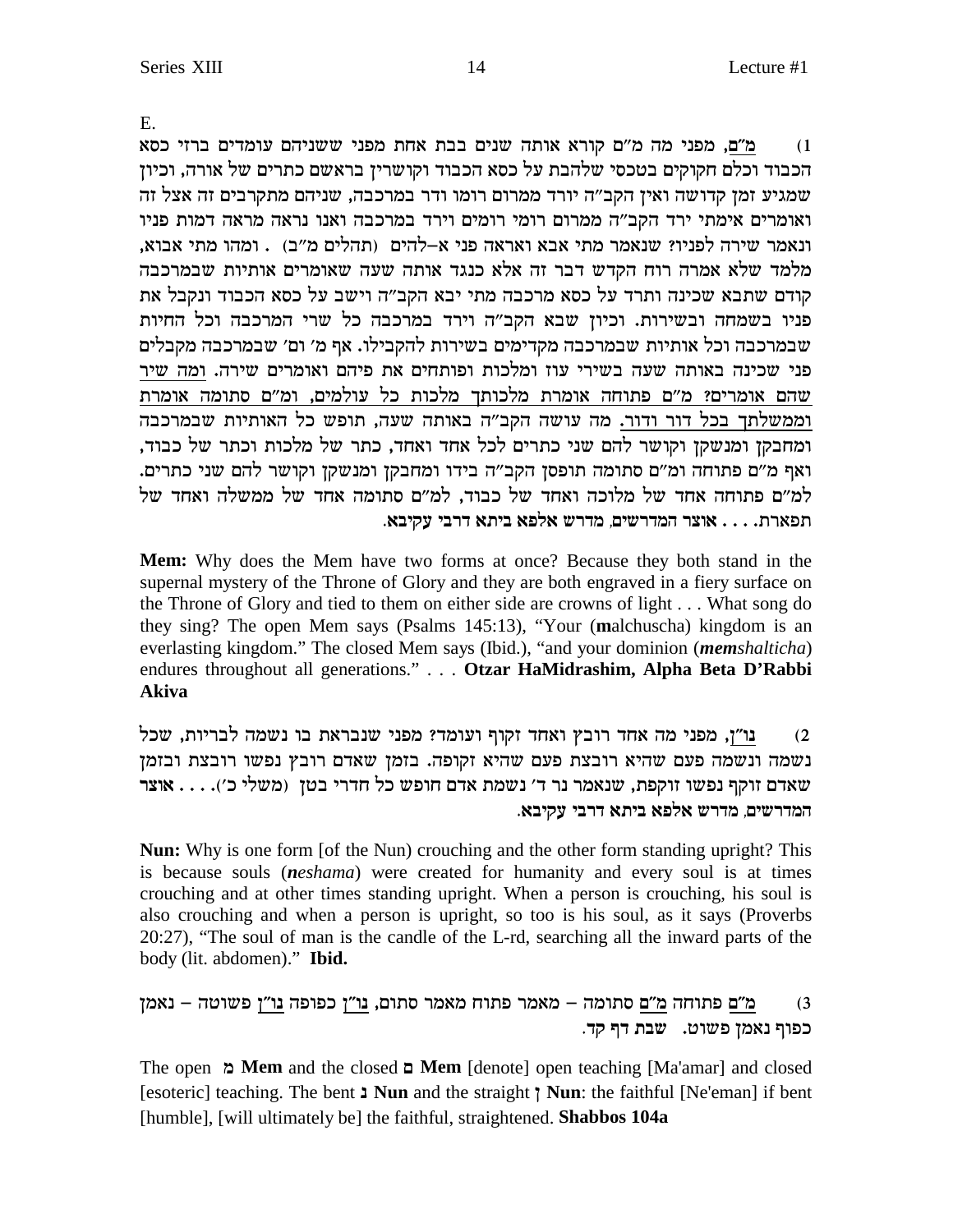E.

1) <u>מ"ם</u>, מפני מה מ"ם קורא אותה שנים בבת אחת מפני ששניהם עומדים ברזי כסא הכבוד וכלם חקוקים בטכסי שלהבת על כסא הכבוד וקושרין בראשם כתרים של אורה, וכיון שמגיע זמן קדושה ואין הקב"ה יורד ממרום רומו ודר במרכבה, שניהם מתקרבים זה אצל זה ואומרים אימתי ירד הקב"ה ממרום רומי רומים וירד במרכבה ואנו נראה מראה דמות פניו ונאמר שירה לפניו? שנאמר מתי אבא ואראה פני א–להים (תהלים מ"ב) . ומהו מתי אבוא, מלמד שלא אמרה רוח הקדש דבר זה אלא כנגד אותה שעה שאומרים אותיות שבמרכבה קודם שתבא שכינה ותרד על כסא מרכבה מתי יבא הקב"ה וישב על כסא הכבוד ונקבל את פניו בשמחה ובשירות. וכיון שבא הקב"ה וירד במרכבה כל שרי המרכבה וכל החיות שבמרכבה וכל אותיות שבמרכבה מקדימים בשירות להקבילו. אף מ' ומ' שבמרכבה מקבלים פני שכינה באותה שעה בשירי עוז ומלכות ופותחים את פיהם ואומרים שירה. <u>ומה שיר שהם אומרים? מ"ם פתוחה אומרת מלכותך מלכות כל עולמים, ומ"ם סתומה אומרת וממשלתך בכל דור ודור.</u> מה עושה הקב"ה באותה שעה, תופש כל האותיות שבמרכבה ומחבקן ומנשקן וקושר להם שני כתרים לכל אחד ואחד, כתר של מלכות וכתר של כבוד, ואף מ"ם פתוחה ומ"ם סתומה תופסן הקב"ה בידו ומחבקן ומנשקן וקושר להם שני כתרים. למ"ם פתוחה אחד של מלוכה ואחד של כבוד, למ"ם סתומה אחד של ממשלה ואחד של תפארת. . . . **אוצר המדרשים, מדרש אלפא ביתא דרבי עקיבא.**

**Mem:** Why does the Mem have two forms at once? Because they both stand in the supernal mystery of the Throne of Glory and they are both engraved in a fiery surface on the Throne of Glory and tied to them on either side are crowns of light . . . What song do they sing? The open Mem says (Psalms 145:13), "Your (**m**alchuscha) kingdom is an everlasting kingdom." The closed Mem says (Ibid.), "and your dominion (***mem****shaltícha*) endures throughout all generations." . . . **Otzar HaMidrashim, Alpha Beta D'Rabbi Akiva**

2) <u>נו"ן</u>, מפני מה אחד רובץ ואחד זקוף ועומד? מפני שנבראת בו נשמה לבריות, שכל נשמה ונשמה פעם שהיא רובצת פעם שהיא זקופה. בזמן שאדם רובץ נפשו רובצת ובזמן שאדם זוקף נפשו זוקפת, שנאמר נר ד' נשמת אדם חופש כל חדרי בטן (משלי כ'). . . . **אוצר המדרשים, מדרש אלפא ביתא דרבי עקיבא.**

**Nun:** Why is one form [of the Nun] crouching and the other form standing upright? This is because souls (***neshama***) were created for humanity and every soul is at times crouching and at other times standing upright. When a person is crouching, his soul is also crouching and when a person is upright, so too is his soul, as it says (Proverbs 20:27), "The soul of man is the candle of the L-rd, searching all the inward parts of the body (lit. abdomen)." **Ibid.**

3) <u>מ"ם</u> פתוחה <u>מ"ם</u> סתומה – מאמר פתוח מאמר סתום, <u>נו"ן</u> כפופה <u>נו"ן</u> פשוטה – נאמן כפוף נאמן פשוט. **שבת דף קד.**

The open **מ Mem** and the closed **ם Mem** [denote] open teaching [Ma'amar] and closed [esoteric] teaching. The bent **נ Nun** and the straight **ן Nun**: the faithful [Ne'eman] if bent [humble], [will ultimately be] the faithful, straightened. **Shabbos 104a**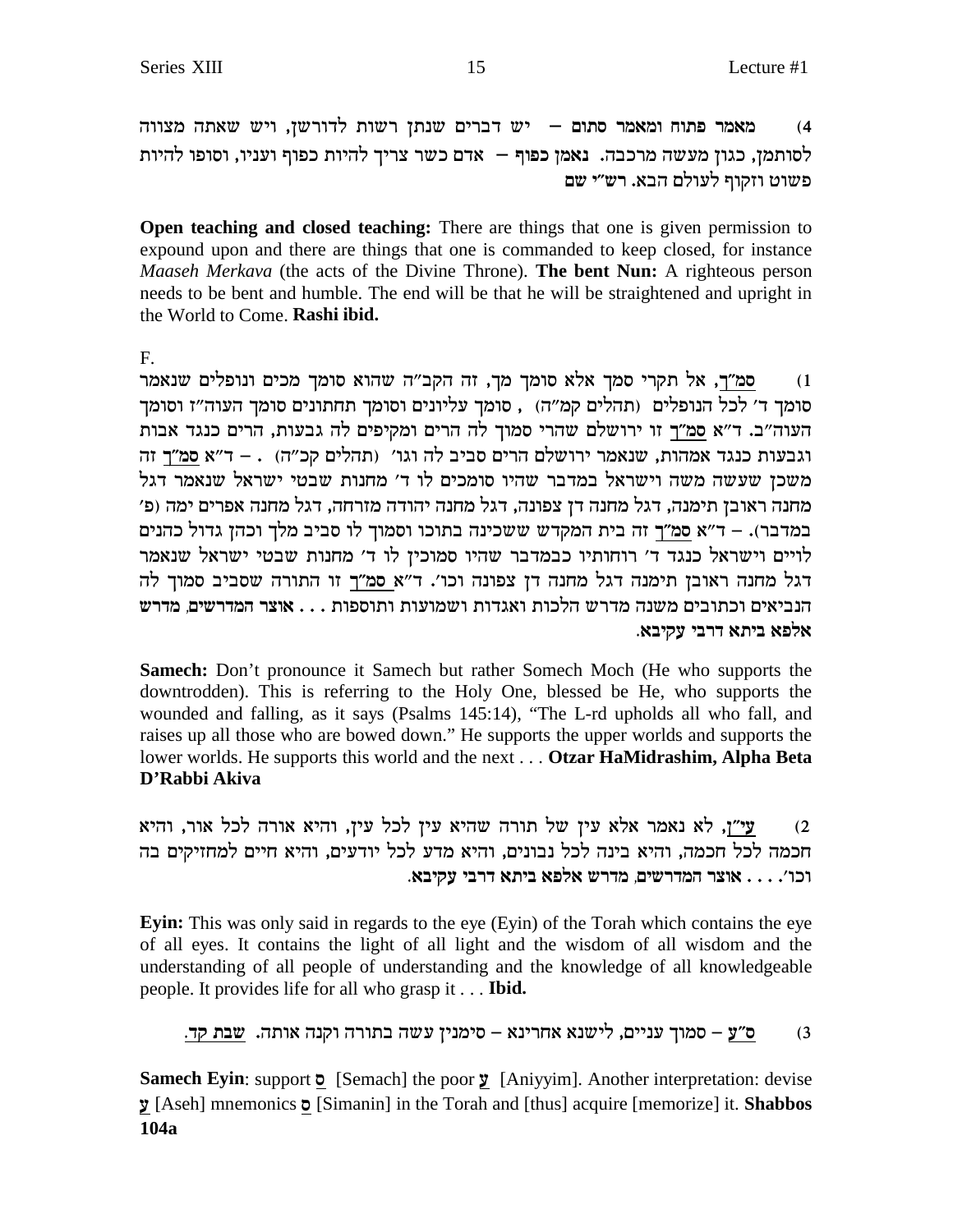4) **מאמר פתוח ומאמר סתום** – יש דברים שנתן רשות לדורשן, ויש שאתה מצווה לסותמן, כגון מעשה מרכבה. **נאמן כפוף** – אדם כשר צריך להיות כפוף ועניו, וסופו להיות פשוט וזקוף לעולם הבא. **רש"י שם**

**Open teaching and closed teaching:** There are things that one is given permission to expound upon and there are things that one is commanded to keep closed, for instance *Maaseh Merkava* (the acts of the Divine Throne). **The bent Nun:** A righteous person needs to be bent and humble. The end will be that he will be straightened and upright in the World to Come. **Rashi ibid.**

F.

1) סמ"ך, אל תקרי סמך אלא סומך מך, זה הקב"ה שהוא סומך מכים ונופלים שנאמר סומך ד' לכל הנופלים (תהלים קמ"ה), סומך עליונים וסומך תחתונים סומך העוה"ז וסומך העוה"ב. ד"א סמ"ך זו ירושלם שהרי סמוך לה הרים ומקיפים לה גבעות, הרים כנגד אבות וגבעות כנגד אמהות, שנאמר ירושלם הרים סביב לה וגו' (תהלים קכ"ה). – ד"א סמ"ך זה משכן שעשה משה וישראל במדבר שהיו סומכים לו ד' מחנות שבטי ישראל שנאמר דגל מחנה ראובן תימנה, דגל מחנה דן צפונה, דגל מחנה יהודה מזרחה, דגל מחנה אפרים ימה (פ' במדבר). – ד"א סמ"ך זה בית המקדש ששכינה בתוכו וסמוך לו סביב מלך וכהן גדול כהנים לויים וישראל כנגד ד' רוחותיו כבמדבר שהיו סמוכין לו ד' מחנות שבטי ישראל שנאמר דגל מחנה ראובן תימנה דגל מחנה דן צפונה וכו'. ד"א סמ"ך זו התורה שסביב סמוך לה הנביאים וכתובים משנה מדרש הלכות ואגדות ושמועות ותוספות . . . **אוצר המדרשים, מדרש אלפא ביתא דרבי עקיבא.**

**Samech:** Don't pronounce it Samech but rather Somech Moch (He who supports the downtrodden). This is referring to the Holy One, blessed be He, who supports the wounded and falling, as it says (Psalms 145:14), "The L-rd upholds all who fall, and raises up all those who are bowed down." He supports the upper worlds and supports the lower worlds. He supports this world and the next . . . **Otzar HaMidrashim, Alpha Beta D'Rabbi Akiva**

2) עי"ן, לא נאמר אלא עין של תורה שהיא עין לכל עין, והיא אורה לכל אור, והיא חכמה לכל חכמה, והיא בינה לכל נבונים, והיא מדע לכל יודעים, והיא חיים למחזיקים בה וכו'. . . . **אוצר המדרשים, מדרש אלפא ביתא דרבי עקיבא.**

**Eyin:** This was only said in regards to the eye (Eyin) of the Torah which contains the eye of all eyes. It contains the light of all light and the wisdom of all wisdom and the understanding of all people of understanding and the knowledge of all knowledgeable people. It provides life for all who grasp it . . . **Ibid.**

3) ס"ע – סמוך עניים, לישנא אחרינא – סימנין עשה בתורה וקנה אותה. **שבת קד.**

**Samech Eyin**: support ס [Semach] the poor ע [Aniyyim]. Another interpretation: devise ע [Aseh] mnemonics ס [Simanin] in the Torah and [thus] acquire [memorize] it. **Shabbos 104a**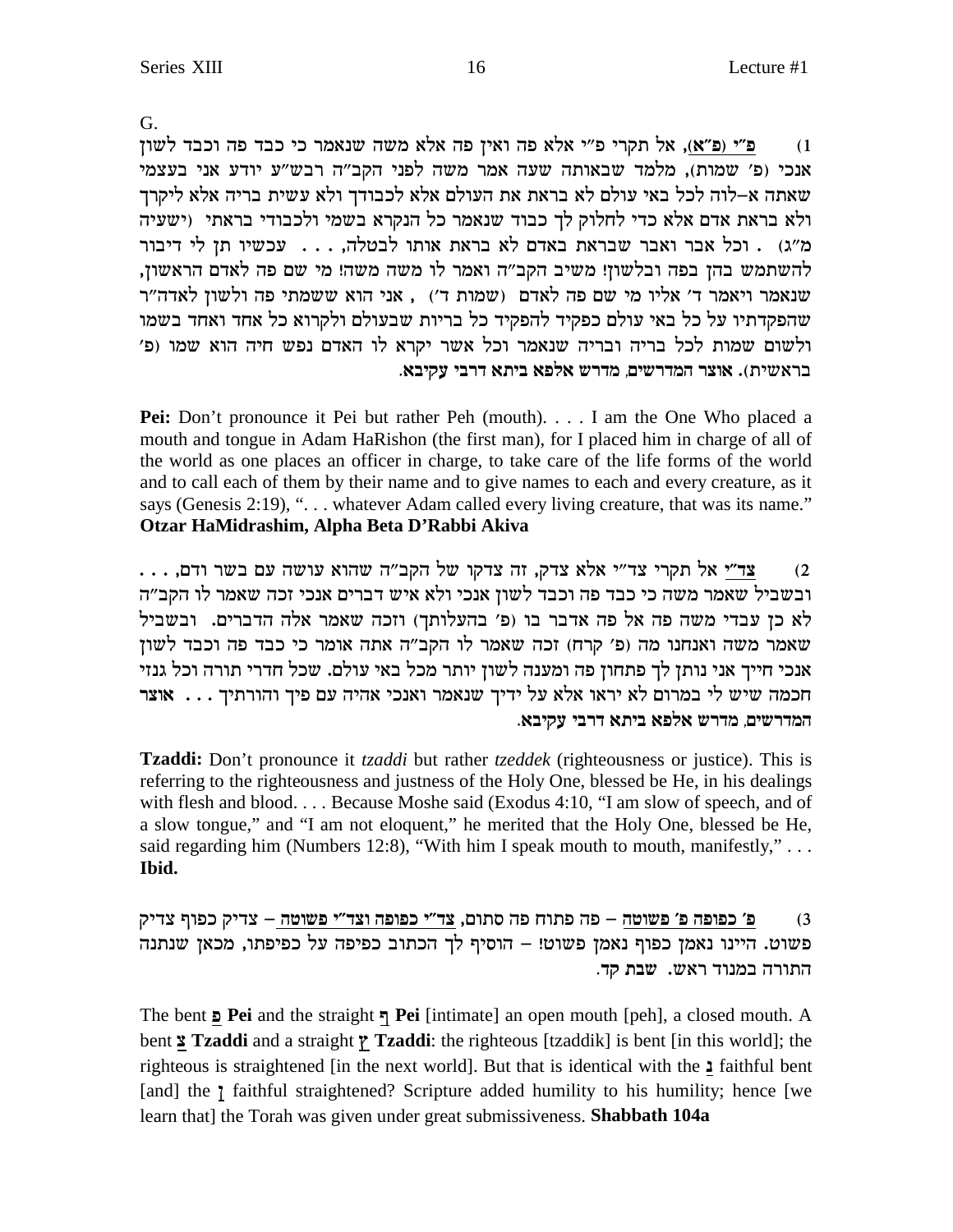G.

1) <u>פ"י (פ"א)</u>, אל תקרי פ"י אלא פה ואין פה אלא משה שנאמר כי כבד פה וכבד לשון אנכי (פ' שמות), מלמד שבאותה שעה אמר משה לפני הקב"ה רבש"ע יודע אני בעצמי שאתה א–לוה לכל באי עולם לא בראת את העולם אלא לכבודך ולא עשית בריה אלא ליקרך ולא בראת אדם אלא כדי לחלוק לך כבוד שנאמר כל הנקרא בשמי ולכבודי בראתי (ישעיה מ"ג) . וכל אבר ואבר שבראת באדם לא בראת אותו לבטלה, . . . עכשיו תן לי דיבור להשתמש בהן בפה ובלשון! משיב הקב"ה ואמר לו משה משה! מי שם פה לאדם הראשון, שנאמר ויאמר ד' אליו מי שם פה לאדם (שמות ד') , אני הוא ששמתי פה ולשון לאדה"ר שהפקדתיו על כל באי עולם כפקיד להפקיד כל בריות שבעולם ולקרוא כל אחד ואחד בשמו ולשום שמות לכל בריה ובריה שנאמר וכל אשר יקרא לו האדם נפש חיה הוא שמו (פ' בראשית). **אוצר המדרשים, מדרש אלפא ביתא דרבי עקיבא.**

**Pei:** Don't pronounce it Pei but rather Peh (mouth). . . . I am the One Who placed a mouth and tongue in Adam HaRishon (the first man), for I placed him in charge of all of the world as one places an officer in charge, to take care of the life forms of the world and to call each of them by their name and to give names to each and every creature, as it says (Genesis 2:19), ". . . whatever Adam called every living creature, that was its name." **Otzar HaMidrashim, Alpha Beta D'Rabbi Akiva**

2) <u>צד"י</u> אל תקרי צד"י אלא צדק, זה צדקו של הקב"ה שהוא עושה עם בשר ודם, . . . ובשביל שאמר משה כי כבד פה וכבד לשון אנכי ולא איש דברים אנכי זכה שאמר לו הקב"ה לא כן עבדי משה פה אל פה אדבר בו (פ' בהעלותך) וזכה שאמר אלה הדברים. ובשביל שאמר משה ואנחנו מה (פ' קרח) זכה שאמר לו הקב"ה אתה אומר כי כבד פה וכבד לשון אנכי חייך אני נותן לך פתחון פה ומענה לשון יותר מכל באי עולם. שכל חדרי תורה וכל גנזי חכמה שיש לי במרום לא יראו אלא על ידיך שנאמר ואנכי אהיה עם פיך והורתיך . . . **אוצר המדרשים, מדרש אלפא ביתא דרבי עקיבא.**

**Tzaddi:** Don't pronounce it *tzaddi* but rather *tzeddek* (righteousness or justice). This is referring to the righteousness and justness of the Holy One, blessed be He, in his dealings with flesh and blood. . . . Because Moshe said (Exodus 4:10, "I am slow of speech, and of a slow tongue," and "I am not eloquent," he merited that the Holy One, blessed be He, said regarding him (Numbers 12:8), "With him I speak mouth to mouth, manifestly," . . . **Ibid.**

3) <u>פ' כפופה פ' פשוטה</u> – פה פתוח פה סתום, <u>צד"י כפופה וצד"י פשוטה</u> – צדיק כפוף צדיק פשוט. היינו נאמן כפוף נאמן פשוט! – הוסיף לך הכתוב כפיפה על כפיפתו, מכאן שנתנה התורה במנוד ראש. **שבת קד.**

The bent **פ Pei** and the straight **ף Pei** [intimate] an open mouth [peh], a closed mouth. A bent **צ Tzaddi** and a straight **ץ Tzaddi**: the righteous [tzaddik] is bent [in this world]; the righteous is straightened [in the next world]. But that is identical with the **נ** faithful bent [and] the **ן** faithful straightened? Scripture added humility to his humility; hence [we learn that] the Torah was given under great submissiveness. **Shabbath 104a**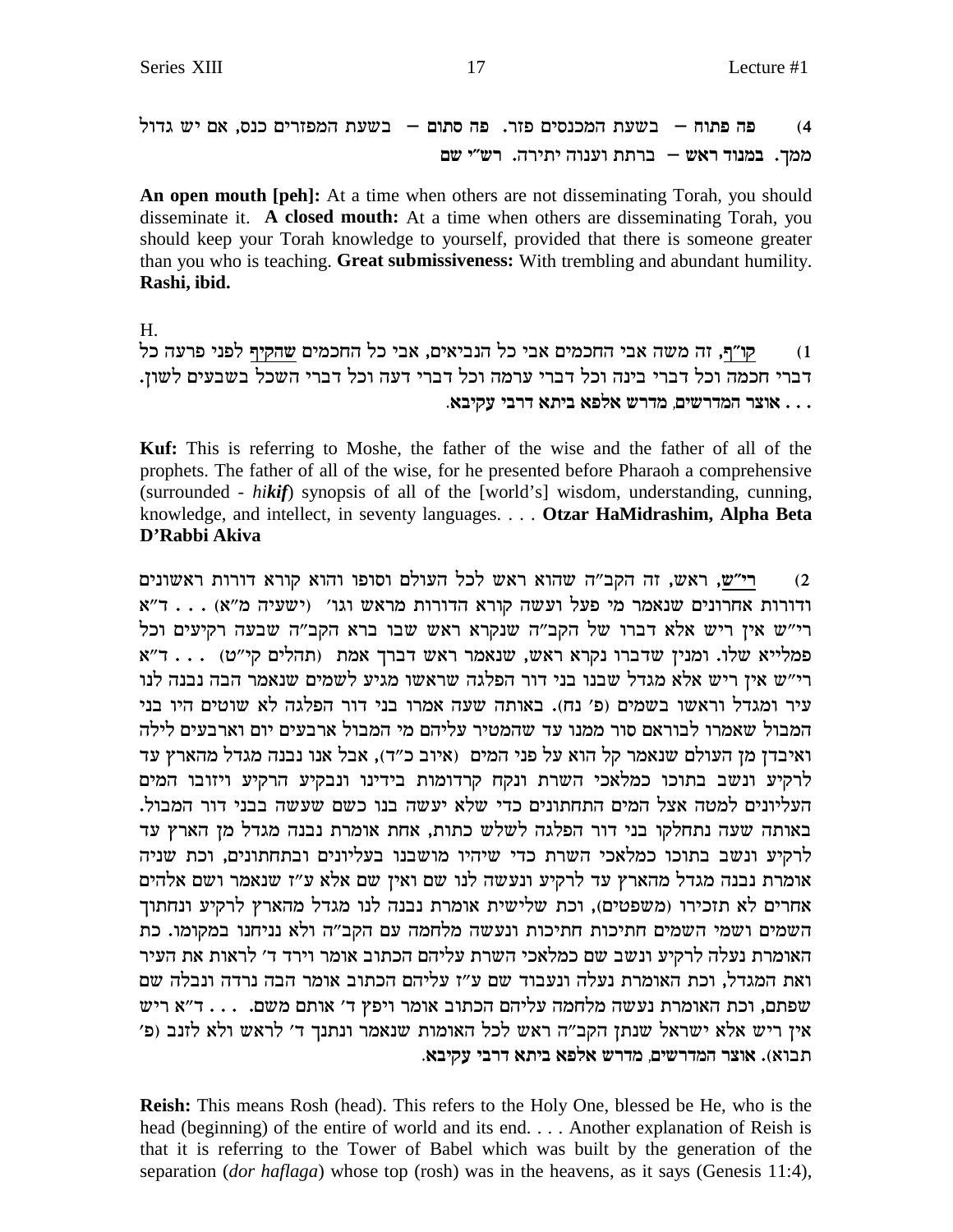4) **פה פתוח – בשעת המכנסים פזר. פה סתום – בשעת המפזרים כנס, אם יש גדול ממך. במנוד ראש – ברתת וענוה יתירה. רש"י שם**

**An open mouth [peh]:** At a time when others are not disseminating Torah, you should disseminate it. **A closed mouth:** At a time when others are disseminating Torah, you should keep your Torah knowledge to yourself, provided that there is someone greater than you who is teaching. **Great submissiveness:** With trembling and abundant humility. **Rashi, ibid.**

H.

1) קו"ף, זה משה אבי החכמים אבי כל הנביאים, אבי כל החכמים שהקיף לפני פרעה כל דברי חכמה וכל דברי בינה וכל דברי ערמה וכל דברי דעה וכל דברי השכל בשבעים לשון. . . . **אוצר המדרשים, מדרש אלפא ביתא דרבי עקיבא.**

**Kuf:** This is referring to Moshe, the father of the wise and the father of all of the prophets. The father of all of the wise, for he presented before Pharaoh a comprehensive (surrounded - *hikif*) synopsis of all of the [world's] wisdom, understanding, cunning, knowledge, and intellect, in seventy languages. . . . **Otzar HaMidrashim, Alpha Beta D'Rabbi Akiva**

2) רי"ש, ראש, זה הקב"ה שהוא ראש לכל העולם וסופו והוא קורא דורות ראשונים ודורות אחרונים שנאמר מי פעל ועשה קורא הדורות מראש וגו' (ישעיה מ"א) . . . ד"א רי"ש אין ריש אלא דברו של הקב"ה שנקרא ראש שבו ברא הקב"ה שבעה רקיעים וכל פמלייא שלו. ומנין שדברו נקרא ראש, שנאמר ראש דברך אמת (תהלים קי"ט) . . . ד"א רי"ש אין ריש אלא מגדל שבנו בני דור הפלגה שראשו מגיע לשמים שנאמר הבה נבנה לנו עיר ומגדל וראשו בשמים (פ' נח). באותה שעה אמרו בני דור הפלגה לא שוטים היו בני המבול שאמרו לבוראם סור ממנו עד שהמטיר עליהם מי המבול ארבעים יום וארבעים לילה ואיבדן מן העולם שנאמר קל הוא על פני המים (איוב כ"ד), אבל אנו נבנה מגדל מהארץ עד לרקיע ונשב בתוכו כמלאכי השרת ונקח קרדומות בידינו ונבקיע הרקיע ויזובו המים העליונים למטה אצל המים התחתונים כדי שלא יעשה בנו כשם שעשה בבני דור המבול. באותה שעה נתחלקו בני דור הפלגה לשלש כתות, אחת אומרת נבנה מגדל מן הארץ עד לרקיע ונשב בתוכו כמלאכי השרת כדי שיהיו מושבנו בעליונים ובתחתונים, וכת שניה אומרת נבנה מגדל מהארץ עד לרקיע ונעשה לנו שם ואין שם אלא ע"ז שנאמר ושם אלהים אחרים לא תזכירו (משפטים), וכת שלישית אומרת נבנה לנו מגדל מהארץ לרקיע ונחתוך השמים ושמי השמים חתיכות חתיכות ונעשה מלחמה עם הקב"ה ולא ניחנו במקומו. כת האומרת נעלה לרקיע ונשב שם כמלאכי השרת עליהם הכתוב אומר וירד ד' לראות את העיר ואת המגדל, וכת האומרת נעלה ונעבוד שם ע"ז עליהם הכתוב אומר הבה נרדה ונבלה שם שפתם, וכת האומרת נעשה מלחמה עליהם הכתוב אומר ויפץ ד' אותם משם. . . . ד"א ריש אין ריש אלא ישראל שנתן הקב"ה ראש לכל האומות שנאמר ונתנך ד' לראש ולא לזנב (פ' תבוא). **אוצר המדרשים, מדרש אלפא ביתא דרבי עקיבא.**

**Reish:** This means Rosh (head). This refers to the Holy One, blessed be He, who is the head (beginning) of the entire of world and its end. . . . Another explanation of Reish is that it is referring to the Tower of Babel which was built by the generation of the separation (*dor haflaga*) whose top (rosh) was in the heavens, as it says (Genesis 11:4),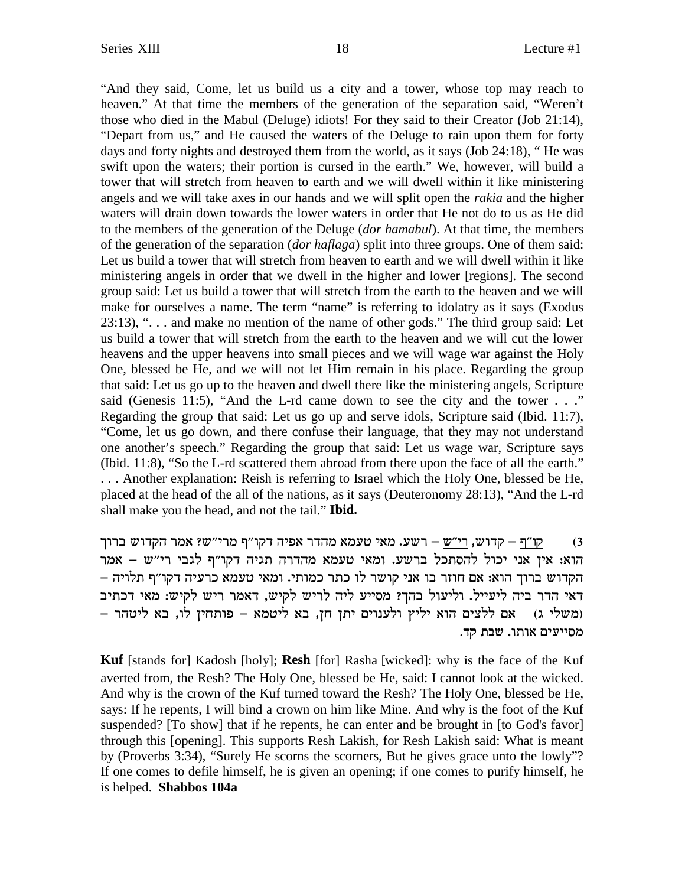"And they said, Come, let us build us a city and a tower, whose top may reach to heaven." At that time the members of the generation of the separation said, "Weren't those who died in the Mabul (Deluge) idiots! For they said to their Creator (Job 21:14), "Depart from us," and He caused the waters of the Deluge to rain upon them for forty days and forty nights and destroyed them from the world, as it says (Job 24:18), " He was swift upon the waters; their portion is cursed in the earth." We, however, will build a tower that will stretch from heaven to earth and we will dwell within it like ministering angels and we will take axes in our hands and we will split open the *rakia* and the higher waters will drain down towards the lower waters in order that He not do to us as He did to the members of the generation of the Deluge (*dor hamabul*). At that time, the members of the generation of the separation (*dor haflaga*) split into three groups. One of them said: Let us build a tower that will stretch from heaven to earth and we will dwell within it like ministering angels in order that we dwell in the higher and lower [regions]. The second group said: Let us build a tower that will stretch from the earth to the heaven and we will make for ourselves a name. The term "name" is referring to idolatry as it says (Exodus 23:13), ". . . and make no mention of the name of other gods." The third group said: Let us build a tower that will stretch from the earth to the heaven and we will cut the lower heavens and the upper heavens into small pieces and we will wage war against the Holy One, blessed be He, and we will not let Him remain in his place. Regarding the group that said: Let us go up to the heaven and dwell there like the ministering angels, Scripture said (Genesis 11:5), "And the L-rd came down to see the city and the tower . . ." Regarding the group that said: Let us go up and serve idols, Scripture said (Ibid. 11:7), "Come, let us go down, and there confuse their language, that they may not understand one another's speech." Regarding the group that said: Let us wage war, Scripture says (Ibid. 11:8), "So the L-rd scattered them abroad from there upon the face of all the earth." . . . Another explanation: Reish is referring to Israel which the Holy One, blessed be He, placed at the head of the all of the nations, as it says (Deuteronomy 28:13), "And the L-rd shall make you the head, and not the tail." **Ibid.**

3) קו"ף – קדוש, רי"ש – רשע. מאי טעמא מהדר אפיה דקו"ף מרי"ש? אמר הקדוש ברוך הוא: אין אני יכול להסתכל ברשע. ומאי טעמא מהדרה תגיה דקו"ף לגבי רי"ש – אמר הקדוש ברוך הוא: אם חוזר בו אני קושר לו כתר כמותי. ומאי טעמא כרעיה דקו"ף תלויה – דאי הדר ביה ליעייל. וליעול בהך? מסייע ליה לריש לקיש, דאמר ריש לקיש: מאי דכתיב (משלי ג) אם ללצים הוא יליץ ולענוים יתן חן, בא ליטמא – פותחין לו, בא ליטהר – מסייעים אותו. שבת קד.

**Kuf** [stands for] Kadosh [holy]; **Resh** [for] Rasha [wicked]: why is the face of the Kuf averted from, the Resh? The Holy One, blessed be He, said: I cannot look at the wicked. And why is the crown of the Kuf turned toward the Resh? The Holy One, blessed be He, says: If he repents, I will bind a crown on him like Mine. And why is the foot of the Kuf suspended? [To show] that if he repents, he can enter and be brought in [to God's favor] through this [opening]. This supports Resh Lakish, for Resh Lakish said: What is meant by (Proverbs 3:34), "Surely He scorns the scorners, But he gives grace unto the lowly"? If one comes to defile himself, he is given an opening; if one comes to purify himself, he is helped. **Shabbos 104a**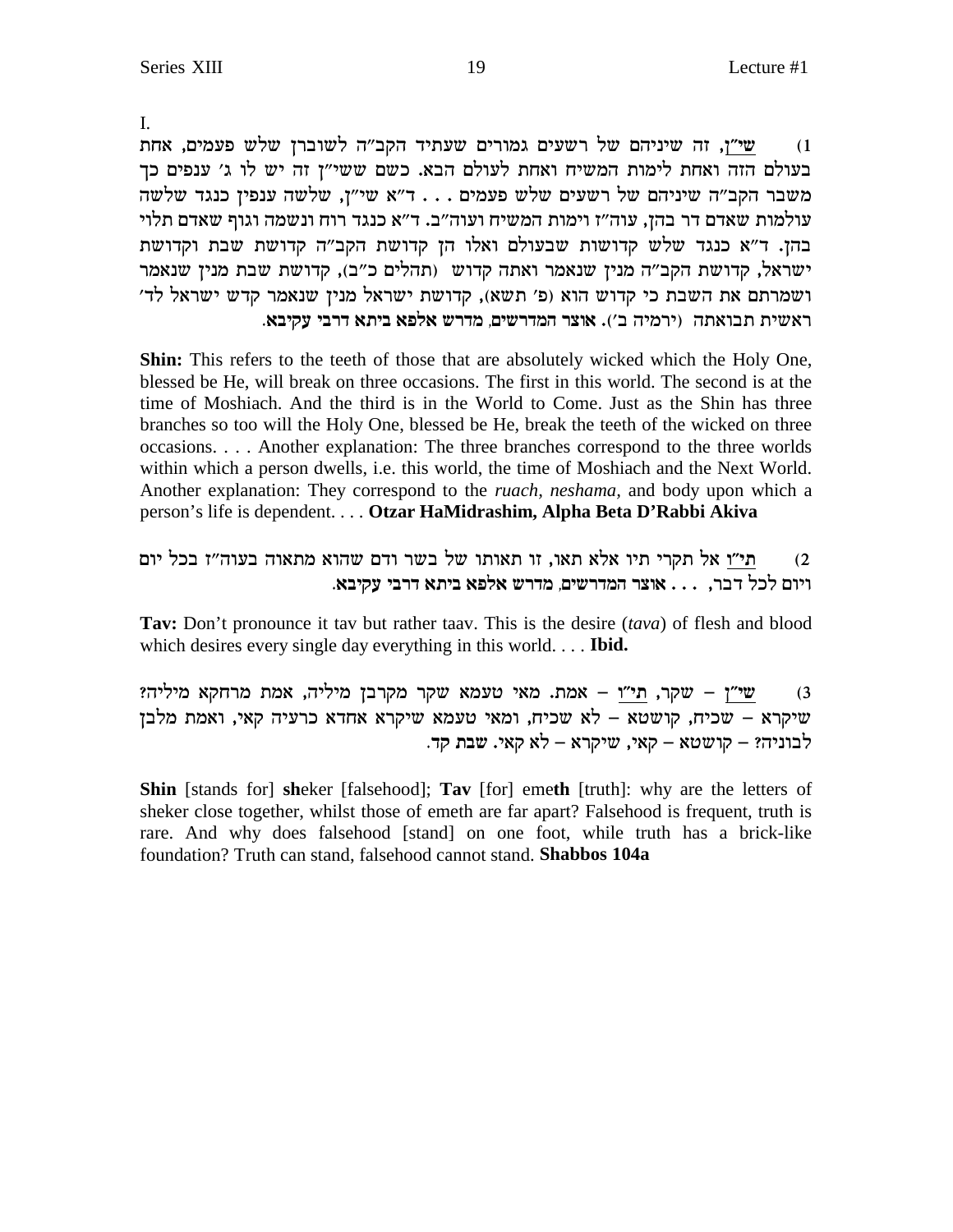I.

1) שי"ן, זה שיניהם של רשעים גמורים שעתיד הקב"ה לשוברן שלש פעמים, אחת בעולם הזה ואחת לימות המשיח ואחת לעולם הבא. כשם ששי"ן זה יש לו ג' ענפים כך משבר הקב"ה שיניהם של רשעים שלש פעמים . . . ד"א שי"ן, שלשה ענפין כנגד שלשה עולמות שאדם דר בהן, עוה"ז וימות המשיח ועוה"ב. ד"א כנגד רוח ונשמה וגוף שאדם תלוי בהן. ד"א כנגד שלש קדושות שבעולם ואלו הן קדושת הקב"ה קדושת שבת וקדושת ישראל, קדושת הקב"ה מנין שנאמר ואתה קדוש (תהלים כ"ב), קדושת שבת מנין שנאמר ושמרתם את השבת כי קדוש הוא (פ' תשא), קדושת ישראל מנין שנאמר קדש ישראל לד' ראשית תבואתה (ירמיה ב'). **אוצר המדרשים**, מדרש **אלפא ביתא דרבי עקיבא**.

**Shin:** This refers to the teeth of those that are absolutely wicked which the Holy One, blessed be He, will break on three occasions. The first in this world. The second is at the time of Moshiach. And the third is in the World to Come. Just as the Shin has three branches so too will the Holy One, blessed be He, break the teeth of the wicked on three occasions. . . . Another explanation: The three branches correspond to the three worlds within which a person dwells, i.e. this world, the time of Moshiach and the Next World. Another explanation: They correspond to the *ruach*, *neshama*, and body upon which a person's life is dependent. . . . **Otzar HaMidrashim, Alpha Beta D'Rabbi Akiva**

2) תי"ו אל תקרי תיו אלא תאו, זו תאותו של בשר ודם שהוא מתאוה בעוה"ז בכל יום ויום לכל דבר, . . . **אוצר המדרשים**, מדרש **אלפא ביתא דרבי עקיבא**.

**Tav:** Don't pronounce it tav but rather taav. This is the desire (*tava*) of flesh and blood which desires every single day everything in this world. . . . **Ibid.**

3) שי"ן – שקר, תי"ו – אמת. מאי טעמא שקר מקרבן מיליה, אמת מרחקא מיליה? שיקרא – שכיח, קושטא – לא שכיח, ומאי טעמא שיקרא אחדא כרעיה קאי, ואמת מלבן לבוניה? – קושטא – קאי, שיקרא – לא קאי. **שבת קד.**

**Shin** [stands for] **sh**eker [falsehood]; **Tav** [for] eme**th** [truth]: why are the letters of sheker close together, whilst those of emeth are far apart? Falsehood is frequent, truth is rare. And why does falsehood [stand] on one foot, while truth has a brick-like foundation? Truth can stand, falsehood cannot stand. **Shabbos 104a**